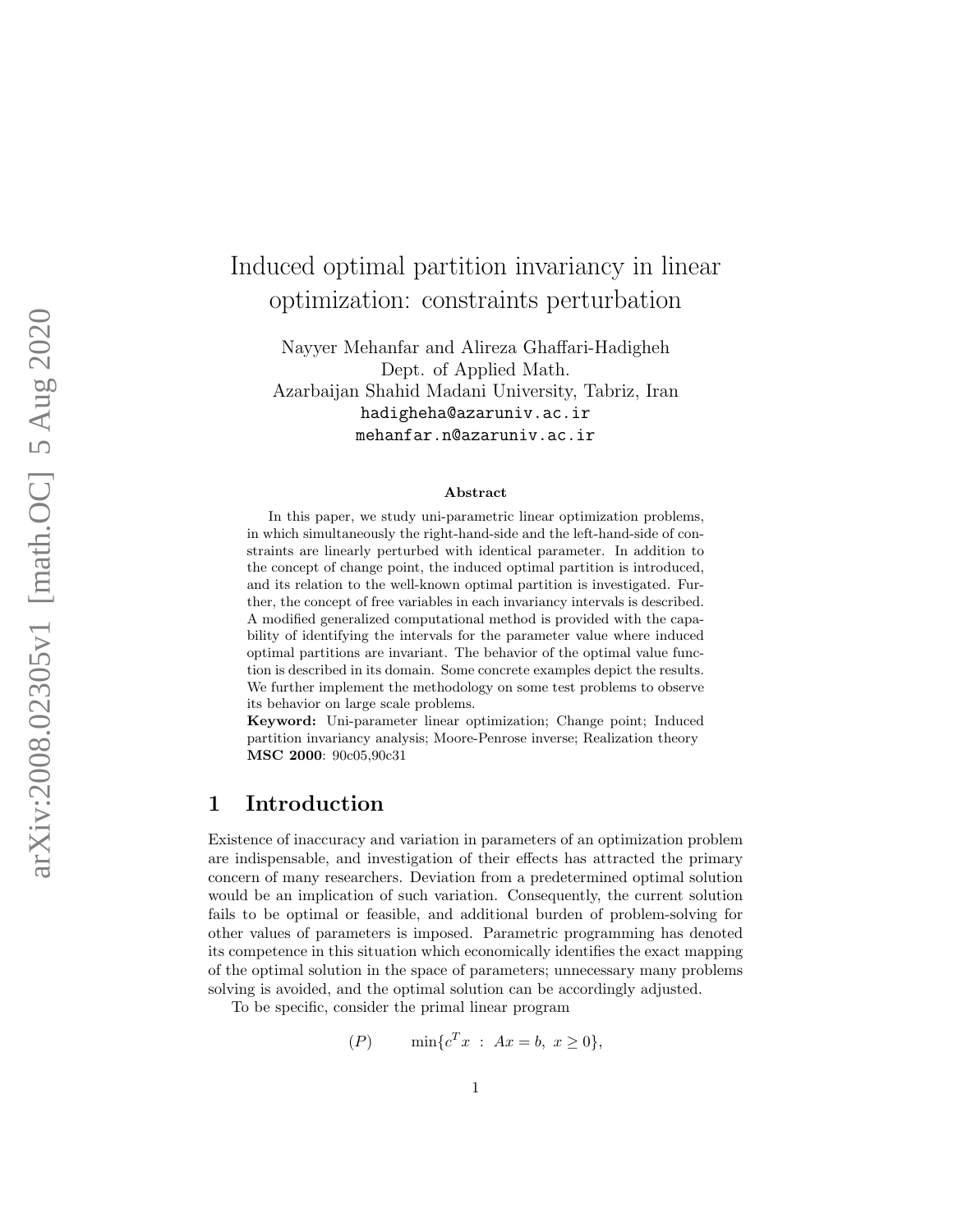# Induced optimal partition invariancy in linear optimization: constraints perturbation

Nayyer Mehanfar and Alireza Ghaffari-Hadigheh
Dept. of Applied Math.
Azarbaijan Shahid Madani University, Tabriz, Iran
hadigheha@azaruniv.ac.ir
mehanfar.n@azaruniv.ac.ir

**Abstract**

In this paper, we study uni-parametric linear optimization problems, in which simultaneously the right-hand-side and the left-hand-side of constraints are linearly perturbed with identical parameter. In addition to the concept of change point, the induced optimal partition is introduced, and its relation to the well-known optimal partition is investigated. Further, the concept of free variables in each invariancy intervals is described. A modified generalized computational method is provided with the capability of identifying the intervals for the parameter value where induced optimal partitions are invariant. The behavior of the optimal value function is described in its domain. Some concrete examples depict the results. We further implement the methodology on some test problems to observe its behavior on large scale problems.

**Keyword:** Uni-parameter linear optimization; Change point; Induced partition invariancy analysis; Moore-Penrose inverse; Realization theory
**MSC 2000**: 90c05,90c31

## 1 Introduction

Existence of inaccuracy and variation in parameters of an optimization problem are indispensable, and investigation of their effects has attracted the primary concern of many researchers. Deviation from a predetermined optimal solution would be an implication of such variation. Consequently, the current solution fails to be optimal or feasible, and additional burden of problem-solving for other values of parameters is imposed. Parametric programming has denoted its competence in this situation which economically identifies the exact mapping of the optimal solution in the space of parameters; unnecessary many problems solving is avoided, and the optimal solution can be accordingly adjusted.

To be specific, consider the primal linear program

$$(P) \qquad \min\{c^T x \ : \ Ax = b, \ x \geq 0\},$$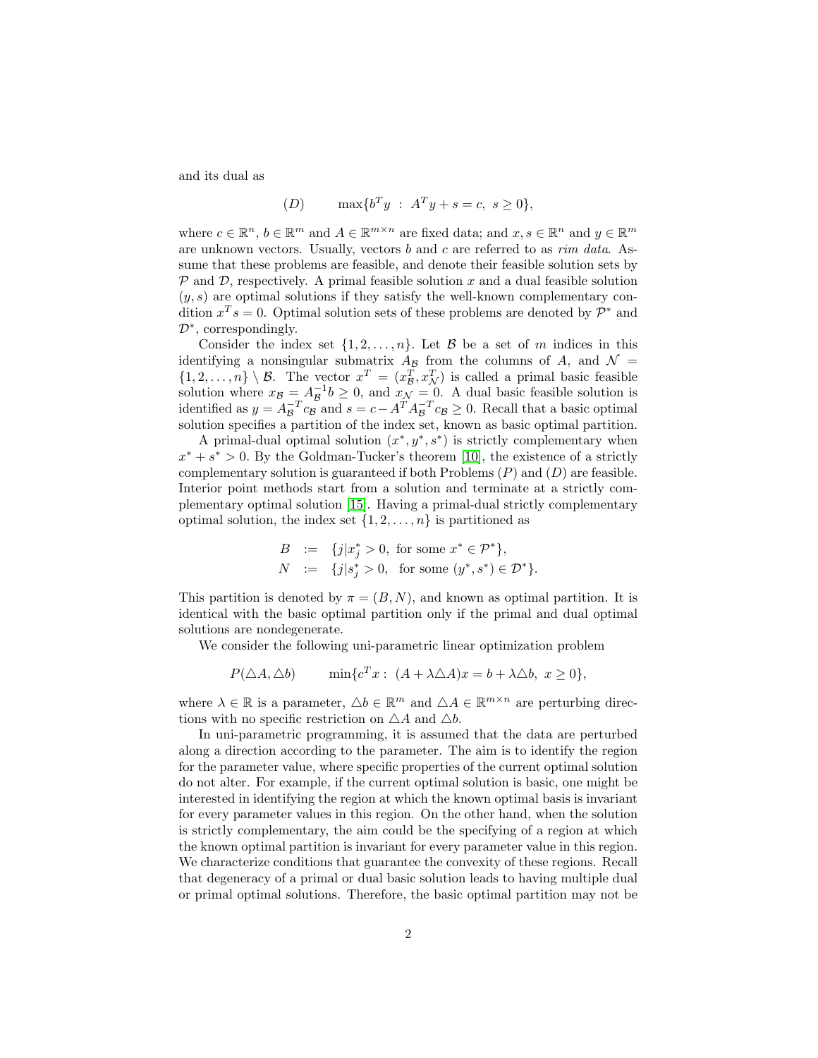and its dual as

$$(D) \qquad \max\{b^T y \ : \ A^T y + s = c, \ s \geq 0\},$$

where $c \in \mathbb{R}^n$, $b \in \mathbb{R}^m$ and $A \in \mathbb{R}^{m \times n}$ are fixed data; and $x, s \in \mathbb{R}^n$ and $y \in \mathbb{R}^m$ are unknown vectors. Usually, vectors $b$ and $c$ are referred to as *rim data*. Assume that these problems are feasible, and denote their feasible solution sets by $\mathcal{P}$ and $\mathcal{D}$, respectively. A primal feasible solution $x$ and a dual feasible solution $(y, s)$ are optimal solutions if they satisfy the well-known complementary condition $x^T s = 0$. Optimal solution sets of these problems are denoted by $\mathcal{P}^*$ and $\mathcal{D}^*$, correspondingly.

Consider the index set $\{1, 2, \ldots, n\}$. Let $\mathcal{B}$ be a set of $m$ indices in this identifying a nonsingular submatrix $A_{\mathcal{B}}$ from the columns of $A$, and $\mathcal{N} = \{1, 2, \ldots, n\} \setminus \mathcal{B}$. The vector $x^T = (x_{\mathcal{B}}^T, x_{\mathcal{N}}^T)$ is called a primal basic feasible solution where $x_{\mathcal{B}} = A_{\mathcal{B}}^{-1} b \geq 0$, and $x_{\mathcal{N}} = 0$. A dual basic feasible solution is identified as $y = A_{\mathcal{B}}^{-T} c_{\mathcal{B}}$ and $s = c - A^T A_{\mathcal{B}}^{-T} c_{\mathcal{B}} \geq 0$. Recall that a basic optimal solution specifies a partition of the index set, known as basic optimal partition.

A primal-dual optimal solution $(x^*, y^*, s^*)$ is strictly complementary when $x^* + s^* > 0$. By the Goldman-Tucker's theorem [10], the existence of a strictly complementary solution is guaranteed if both Problems $(P)$ and $(D)$ are feasible. Interior point methods start from a solution and terminate at a strictly complementary optimal solution [15]. Having a primal-dual strictly complementary optimal solution, the index set $\{1, 2, \ldots, n\}$ is partitioned as

$$\begin{aligned} B &:= \{j | x_j^* > 0, \text{ for some } x^* \in \mathcal{P}^*\}, \\ N &:= \{j | s_j^* > 0, \text{ for some } (y^*, s^*) \in \mathcal{D}^*\}. \end{aligned}$$

This partition is denoted by $\pi = (B, N)$, and known as optimal partition. It is identical with the basic optimal partition only if the primal and dual optimal solutions are nondegenerate.

We consider the following uni-parametric linear optimization problem

$$P(\triangle A, \triangle b) \qquad \min\{c^T x : \ (A + \lambda \triangle A) x = b + \lambda \triangle b, \ x \geq 0\},$$

where $\lambda \in \mathbb{R}$ is a parameter, $\triangle b \in \mathbb{R}^m$ and $\triangle A \in \mathbb{R}^{m \times n}$ are perturbing directions with no specific restriction on $\triangle A$ and $\triangle b$.

In uni-parametric programming, it is assumed that the data are perturbed along a direction according to the parameter. The aim is to identify the region for the parameter value, where specific properties of the current optimal solution do not alter. For example, if the current optimal solution is basic, one might be interested in identifying the region at which the known optimal basis is invariant for every parameter values in this region. On the other hand, when the solution is strictly complementary, the aim could be the specifying of a region at which the known optimal partition is invariant for every parameter value in this region. We characterize conditions that guarantee the convexity of these regions. Recall that degeneracy of a primal or dual basic solution leads to having multiple dual or primal optimal solutions. Therefore, the basic optimal partition may not be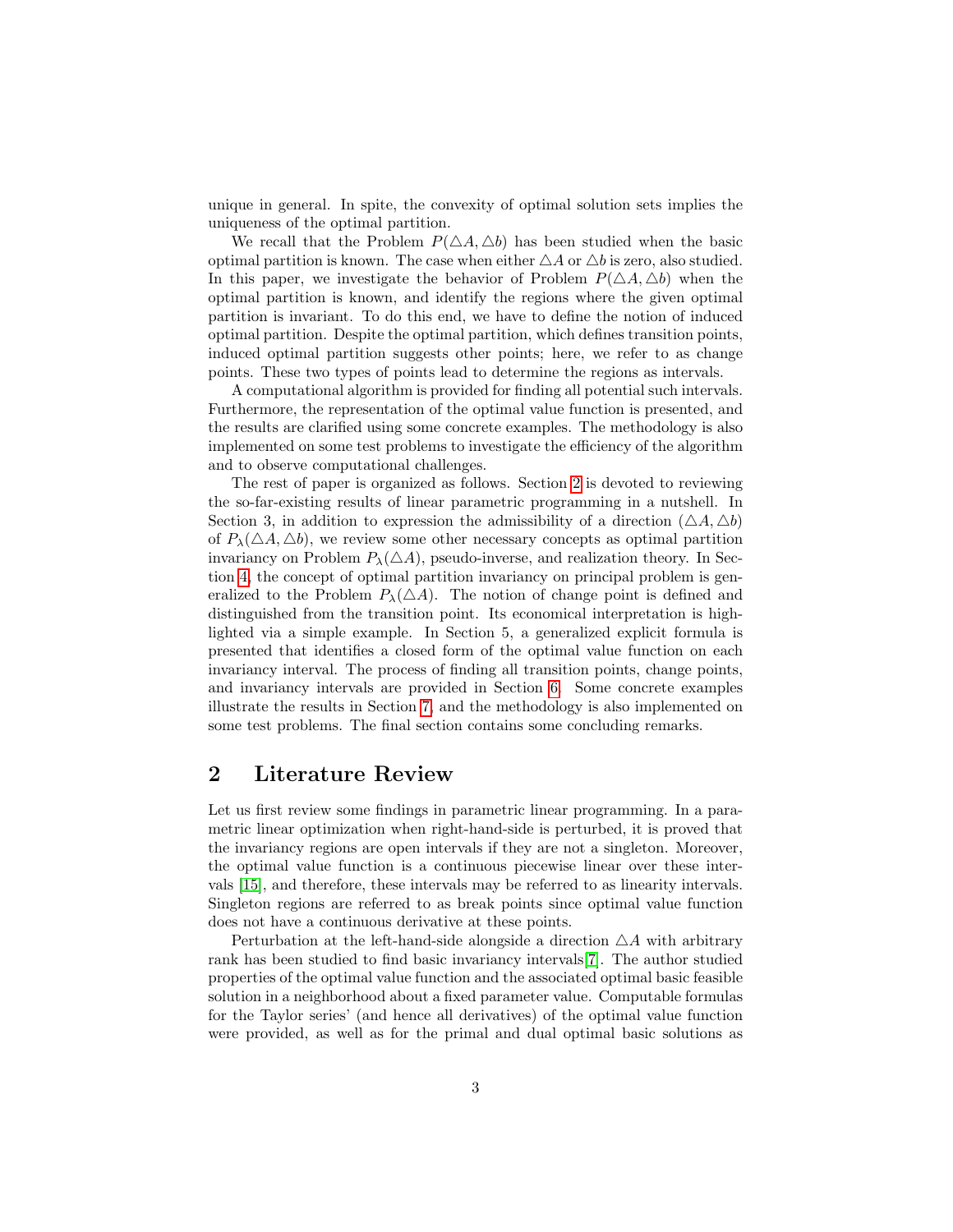unique in general. In spite, the convexity of optimal solution sets implies the uniqueness of the optimal partition.

We recall that the Problem $P(\triangle A, \triangle b)$ has been studied when the basic optimal partition is known. The case when either $\triangle A$ or $\triangle b$ is zero, also studied. In this paper, we investigate the behavior of Problem $P(\triangle A, \triangle b)$ when the optimal partition is known, and identify the regions where the given optimal partition is invariant. To do this end, we have to define the notion of induced optimal partition. Despite the optimal partition, which defines transition points, induced optimal partition suggests other points; here, we refer to as change points. These two types of points lead to determine the regions as intervals.

A computational algorithm is provided for finding all potential such intervals. Furthermore, the representation of the optimal value function is presented, and the results are clarified using some concrete examples. The methodology is also implemented on some test problems to investigate the efficiency of the algorithm and to observe computational challenges.

The rest of paper is organized as follows. Section 2 is devoted to reviewing the so-far-existing results of linear parametric programming in a nutshell. In Section 3, in addition to expression the admissibility of a direction $(\triangle A, \triangle b)$ of $P_\lambda(\triangle A, \triangle b)$, we review some other necessary concepts as optimal partition invariancy on Problem $P_\lambda(\triangle A)$, pseudo-inverse, and realization theory. In Section 4, the concept of optimal partition invariancy on principal problem is generalized to the Problem $P_\lambda(\triangle A)$. The notion of change point is defined and distinguished from the transition point. Its economical interpretation is highlighted via a simple example. In Section 5, a generalized explicit formula is presented that identifies a closed form of the optimal value function on each invariancy interval. The process of finding all transition points, change points, and invariancy intervals are provided in Section 6. Some concrete examples illustrate the results in Section 7, and the methodology is also implemented on some test problems. The final section contains some concluding remarks.

## 2 Literature Review

Let us first review some findings in parametric linear programming. In a parametric linear optimization when right-hand-side is perturbed, it is proved that the invariancy regions are open intervals if they are not a singleton. Moreover, the optimal value function is a continuous piecewise linear over these intervals [15], and therefore, these intervals may be referred to as linearity intervals. Singleton regions are referred to as break points since optimal value function does not have a continuous derivative at these points.

Perturbation at the left-hand-side alongside a direction $\triangle A$ with arbitrary rank has been studied to find basic invariancy intervals[7]. The author studied properties of the optimal value function and the associated optimal basic feasible solution in a neighborhood about a fixed parameter value. Computable formulas for the Taylor series' (and hence all derivatives) of the optimal value function were provided, as well as for the primal and dual optimal basic solutions as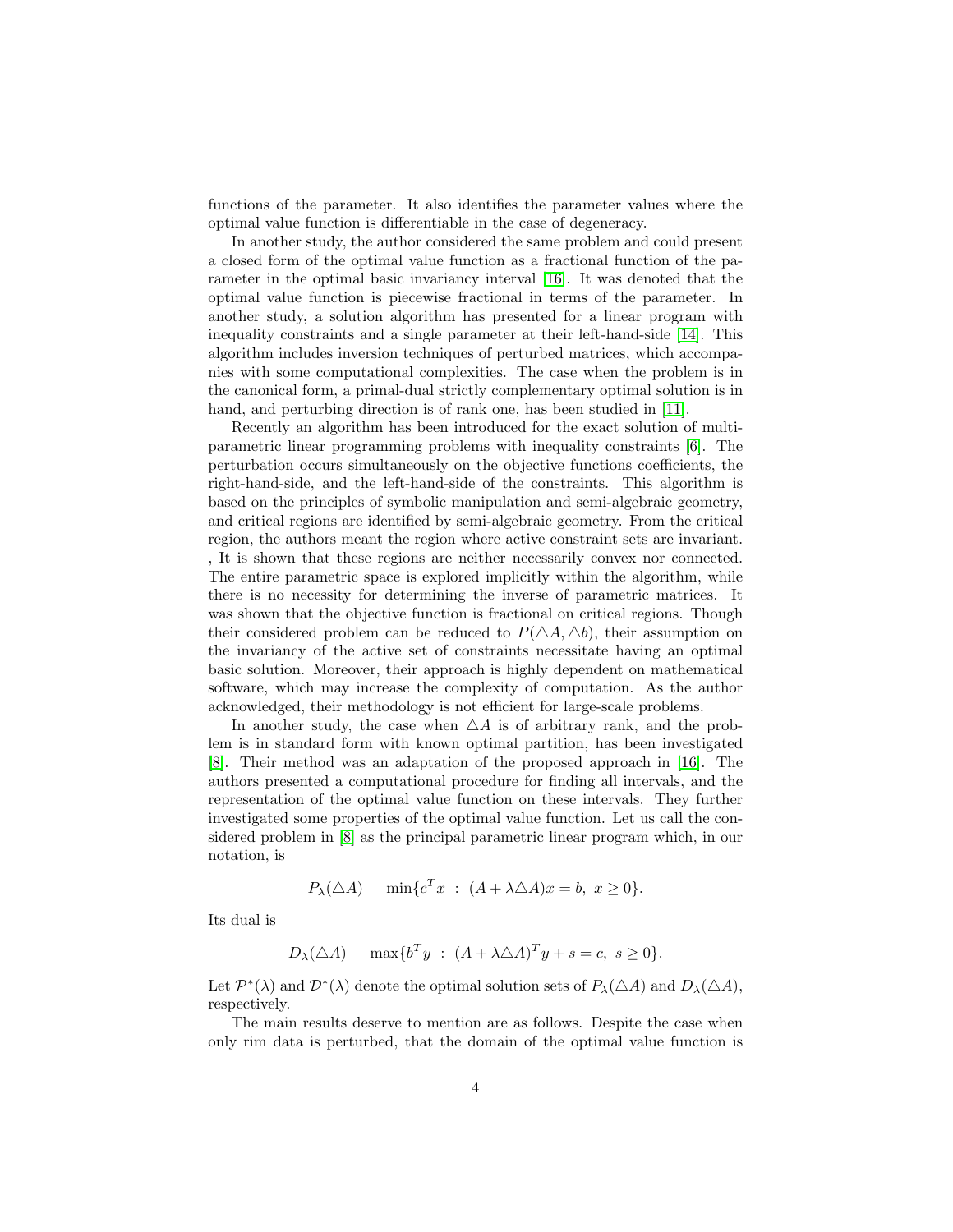functions of the parameter. It also identifies the parameter values where the optimal value function is differentiable in the case of degeneracy.

In another study, the author considered the same problem and could present a closed form of the optimal value function as a fractional function of the parameter in the optimal basic invariancy interval [16]. It was denoted that the optimal value function is piecewise fractional in terms of the parameter. In another study, a solution algorithm has presented for a linear program with inequality constraints and a single parameter at their left-hand-side [14]. This algorithm includes inversion techniques of perturbed matrices, which accompanies with some computational complexities. The case when the problem is in the canonical form, a primal-dual strictly complementary optimal solution is in hand, and perturbing direction is of rank one, has been studied in [11].

Recently an algorithm has been introduced for the exact solution of multi-parametric linear programming problems with inequality constraints [6]. The perturbation occurs simultaneously on the objective functions coefficients, the right-hand-side, and the left-hand-side of the constraints. This algorithm is based on the principles of symbolic manipulation and semi-algebraic geometry, and critical regions are identified by semi-algebraic geometry. From the critical region, the authors meant the region where active constraint sets are invariant. , It is shown that these regions are neither necessarily convex nor connected. The entire parametric space is explored implicitly within the algorithm, while there is no necessity for determining the inverse of parametric matrices. It was shown that the objective function is fractional on critical regions. Though their considered problem can be reduced to $P(\triangle A, \triangle b)$, their assumption on the invariancy of the active set of constraints necessitate having an optimal basic solution. Moreover, their approach is highly dependent on mathematical software, which may increase the complexity of computation. As the author acknowledged, their methodology is not efficient for large-scale problems.

In another study, the case when $\triangle A$ is of arbitrary rank, and the problem is in standard form with known optimal partition, has been investigated [8]. Their method was an adaptation of the proposed approach in [16]. The authors presented a computational procedure for finding all intervals, and the representation of the optimal value function on these intervals. They further investigated some properties of the optimal value function. Let us call the considered problem in [8] as the principal parametric linear program which, in our notation, is

$$P_\lambda(\triangle A) \qquad \min\{c^T x \ : \ (A + \lambda \triangle A)x = b, \ x \geq 0\}.$$

Its dual is

$$D_\lambda(\triangle A) \qquad \max\{b^T y \ : \ (A + \lambda \triangle A)^T y + s = c, \ s \geq 0\}.$$

Let $\mathcal{P}^*(\lambda)$ and $\mathcal{D}^*(\lambda)$ denote the optimal solution sets of $P_\lambda(\triangle A)$ and $D_\lambda(\triangle A)$, respectively.

The main results deserve to mention are as follows. Despite the case when only rim data is perturbed, that the domain of the optimal value function is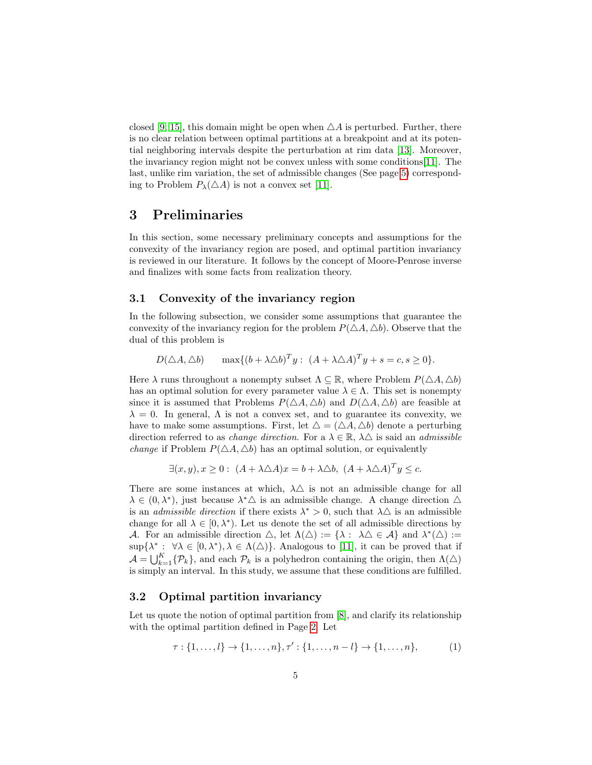closed [9, 15], this domain might be open when $\triangle A$ is perturbed. Further, there is no clear relation between optimal partitions at a breakpoint and at its potential neighboring intervals despite the perturbation at rim data [13]. Moreover, the invariancy region might not be convex unless with some conditions[11]. The last, unlike rim variation, the set of admissible changes (See page 5) corresponding to Problem $P_\lambda(\triangle A)$ is not a convex set [11].

## 3 Preliminaries

In this section, some necessary preliminary concepts and assumptions for the convexity of the invariancy region are posed, and optimal partition invariancy is reviewed in our literature. It follows by the concept of Moore-Penrose inverse and finalizes with some facts from realization theory.

### 3.1 Convexity of the invariancy region

In the following subsection, we consider some assumptions that guarantee the convexity of the invariancy region for the problem $P(\triangle A, \triangle b)$. Observe that the dual of this problem is

$$D(\triangle A, \triangle b) \qquad \max\{(b + \lambda \triangle b)^T y : \ (A + \lambda \triangle A)^T y + s = c, s \geq 0\}.$$

Here $\lambda$ runs throughout a nonempty subset $\Lambda \subseteq \mathbb{R}$, where Problem $P(\triangle A, \triangle b)$ has an optimal solution for every parameter value $\lambda \in \Lambda$. This set is nonempty since it is assumed that Problems $P(\triangle A, \triangle b)$ and $D(\triangle A, \triangle b)$ are feasible at $\lambda = 0$. In general, $\Lambda$ is not a convex set, and to guarantee its convexity, we have to make some assumptions. First, let $\triangle = (\triangle A, \triangle b)$ denote a perturbing direction referred to as *change direction*. For a $\lambda \in \mathbb{R}$, $\lambda \triangle$ is said an *admissible change* if Problem $P(\triangle A, \triangle b)$ has an optimal solution, or equivalently

$$\exists (x, y), x \geq 0 : \ (A + \lambda \triangle A)x = b + \lambda \triangle b, \ (A + \lambda \triangle A)^T y \leq c.$$

There are some instances at which, $\lambda \triangle$ is not an admissible change for all $\lambda \in (0, \lambda^*)$, just because $\lambda^* \triangle$ is an admissible change. A change direction $\triangle$ is an *admissible direction* if there exists $\lambda^* > 0$, such that $\lambda \triangle$ is an admissible change for all $\lambda \in [0, \lambda^*)$. Let us denote the set of all admissible directions by $\mathcal{A}$. For an admissible direction $\triangle$, let $\Lambda(\triangle) := \{\lambda : \ \lambda \triangle \in \mathcal{A}\}$ and $\lambda^*(\triangle) := \sup\{\lambda^* : \ \forall \lambda \in [0, \lambda^*), \lambda \in \Lambda(\triangle)\}$. Analogous to [11], it can be proved that if $\mathcal{A} = \bigcup_{k=1}^{K} \{\mathcal{P}_k\}$, and each $\mathcal{P}_k$ is a polyhedron containing the origin, then $\Lambda(\triangle)$ is simply an interval. In this study, we assume that these conditions are fulfilled.

### 3.2 Optimal partition invariancy

Let us quote the notion of optimal partition from [8], and clarify its relationship with the optimal partition defined in Page 2. Let

$$\tau : \{1, \ldots, l\} \to \{1, \ldots, n\}, \tau' : \{1, \ldots, n - l\} \to \{1, \ldots, n\}, \tag{1}$$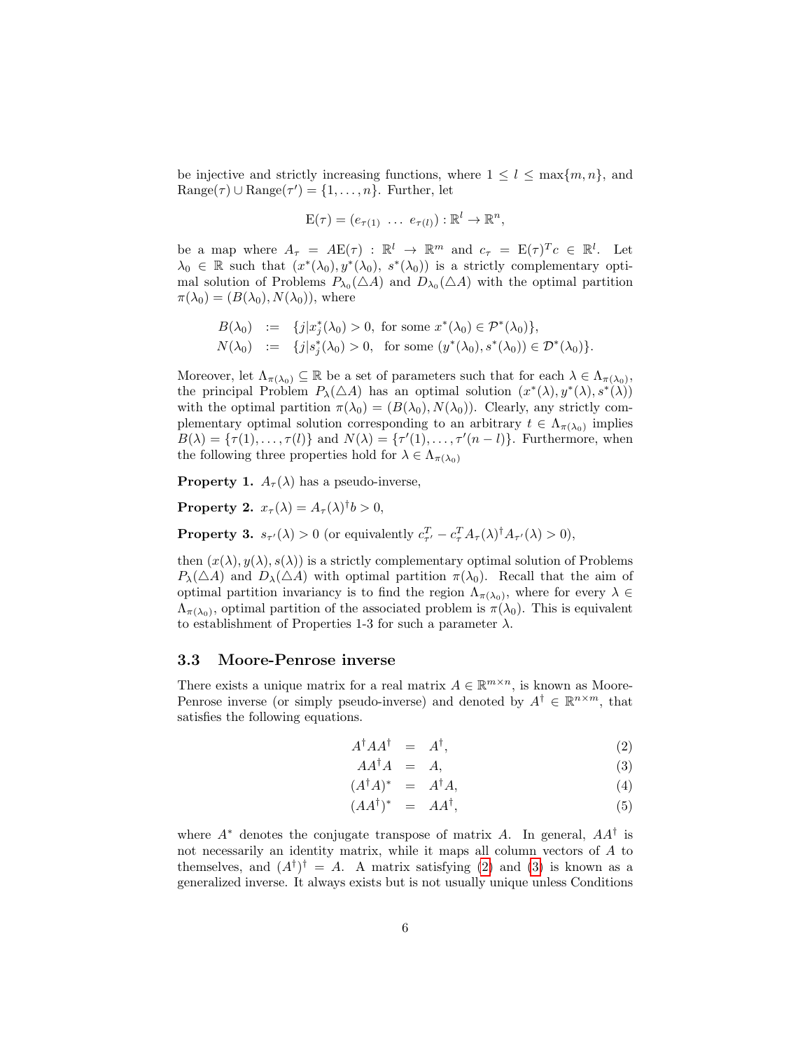be injective and strictly increasing functions, where $1 \leq l \leq \max\{m, n\}$, and $\mathrm{Range}(\tau) \cup \mathrm{Range}(\tau') = \{1, \ldots, n\}$. Further, let

$$\mathrm{E}(\tau) = (e_{\tau(1)} \ \ldots \ e_{\tau(l)}) : \mathbb{R}^l \to \mathbb{R}^n,$$

be a map where $A_\tau = A\mathrm{E}(\tau) : \mathbb{R}^l \to \mathbb{R}^m$ and $c_\tau = \mathrm{E}(\tau)^T c \in \mathbb{R}^l$. Let $\lambda_0 \in \mathbb{R}$ such that $(x^*(\lambda_0), y^*(\lambda_0), s^*(\lambda_0))$ is a strictly complementary optimal solution of Problems $P_{\lambda_0}(\triangle A)$ and $D_{\lambda_0}(\triangle A)$ with the optimal partition $\pi(\lambda_0) = (B(\lambda_0), N(\lambda_0))$, where

$$\begin{aligned}
B(\lambda_0) &:= \{j | x_j^*(\lambda_0) > 0, \text{ for some } x^*(\lambda_0) \in \mathcal{P}^*(\lambda_0)\}, \\
N(\lambda_0) &:= \{j | s_j^*(\lambda_0) > 0, \text{ for some } (y^*(\lambda_0), s^*(\lambda_0)) \in \mathcal{D}^*(\lambda_0)\}.
\end{aligned}$$

Moreover, let $\Lambda_{\pi(\lambda_0)} \subseteq \mathbb{R}$ be a set of parameters such that for each $\lambda \in \Lambda_{\pi(\lambda_0)}$, the principal Problem $P_\lambda(\triangle A)$ has an optimal solution $(x^*(\lambda), y^*(\lambda), s^*(\lambda))$ with the optimal partition $\pi(\lambda_0) = (B(\lambda_0), N(\lambda_0))$. Clearly, any strictly complementary optimal solution corresponding to an arbitrary $t \in \Lambda_{\pi(\lambda_0)}$ implies $B(\lambda) = \{\tau(1), \ldots, \tau(l)\}$ and $N(\lambda) = \{\tau'(1), \ldots, \tau'(n-l)\}$. Furthermore, when the following three properties hold for $\lambda \in \Lambda_{\pi(\lambda_0)}$

**Property 1.** $A_\tau(\lambda)$ has a pseudo-inverse,

**Property 2.** $x_\tau(\lambda) = A_\tau(\lambda)^\dagger b > 0$,

**Property 3.** $s_{\tau'}(\lambda) > 0$ (or equivalently $c_{\tau'}^T - c_\tau^T A_\tau(\lambda)^\dagger A_{\tau'}(\lambda) > 0$),

then $(x(\lambda), y(\lambda), s(\lambda))$ is a strictly complementary optimal solution of Problems $P_\lambda(\triangle A)$ and $D_\lambda(\triangle A)$ with optimal partition $\pi(\lambda_0)$. Recall that the aim of optimal partition invariancy is to find the region $\Lambda_{\pi(\lambda_0)}$, where for every $\lambda \in \Lambda_{\pi(\lambda_0)}$, optimal partition of the associated problem is $\pi(\lambda_0)$. This is equivalent to establishment of Properties 1-3 for such a parameter $\lambda$.

### 3.3 Moore-Penrose inverse

There exists a unique matrix for a real matrix $A \in \mathbb{R}^{m \times n}$, is known as Moore-Penrose inverse (or simply pseudo-inverse) and denoted by $A^\dagger \in \mathbb{R}^{n \times m}$, that satisfies the following equations.

$$A^\dagger A A^\dagger = A^\dagger, \tag{2}$$

$$A A^\dagger A = A, \tag{3}$$

$$(A^\dagger A)^* = A^\dagger A, \tag{4}$$

$$(A A^\dagger)^* = A A^\dagger, \tag{5}$$

where $A^*$ denotes the conjugate transpose of matrix $A$. In general, $AA^\dagger$ is not necessarily an identity matrix, while it maps all column vectors of $A$ to themselves, and $(A^\dagger)^\dagger = A$. A matrix satisfying (2) and (3) is known as a generalized inverse. It always exists but is not usually unique unless Conditions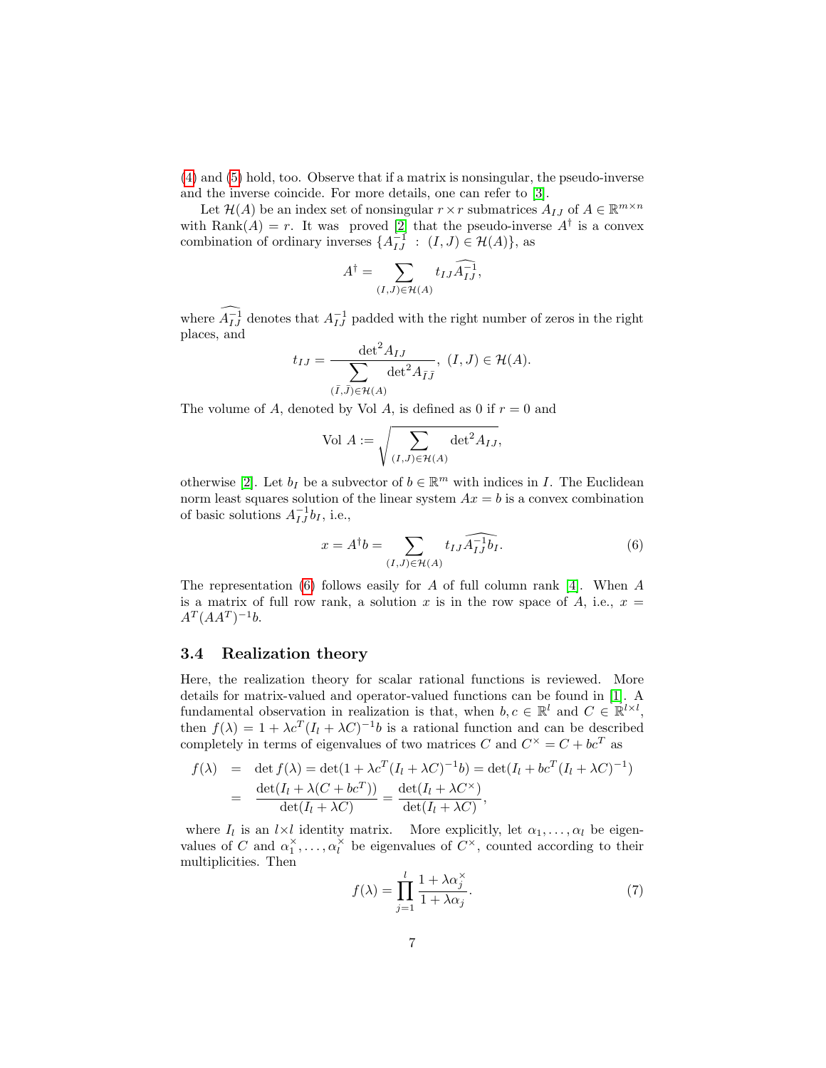(4) and (5) hold, too. Observe that if a matrix is nonsingular, the pseudo-inverse and the inverse coincide. For more details, one can refer to [3].

Let $\mathcal{H}(A)$ be an index set of nonsingular $r \times r$ submatrices $A_{IJ}$ of $A \in \mathbb{R}^{m\times n}$ with $\text{Rank}(A) = r$. It was proved [2] that the pseudo-inverse $A^\dagger$ is a convex combination of ordinary inverses $\{A_{IJ}^{-1} : (I,J) \in \mathcal{H}(A)\}$, as

$$A^\dagger = \sum_{(I,J)\in\mathcal{H}(A)} t_{IJ}\widehat{A_{IJ}^{-1}},$$

where $\widehat{A_{IJ}^{-1}}$ denotes that $A_{IJ}^{-1}$ padded with the right number of zeros in the right places, and

$$t_{IJ} = \frac{\det^2 A_{IJ}}{\sum\limits_{(\bar{I},\bar{J})\in\mathcal{H}(A)} \det^2 A_{\bar{I}\bar{J}}},\ (I,J) \in \mathcal{H}(A).$$

The volume of $A$, denoted by Vol $A$, is defined as 0 if $r = 0$ and

$$\text{Vol } A := \sqrt{\sum_{(I,J)\in\mathcal{H}(A)} \det^2 A_{IJ}},$$

otherwise [2]. Let $b_I$ be a subvector of $b \in \mathbb{R}^m$ with indices in $I$. The Euclidean norm least squares solution of the linear system $Ax = b$ is a convex combination of basic solutions $A_{IJ}^{-1}b_I$, i.e.,

$$x = A^\dagger b = \sum_{(I,J)\in\mathcal{H}(A)} t_{IJ}\widehat{A_{IJ}^{-1}b_I}. \tag{6}$$

The representation (6) follows easily for $A$ of full column rank [4]. When $A$ is a matrix of full row rank, a solution $x$ is in the row space of $A$, i.e., $x = A^T(AA^T)^{-1}b$.

### 3.4 Realization theory

Here, the realization theory for scalar rational functions is reviewed. More details for matrix-valued and operator-valued functions can be found in [1]. A fundamental observation in realization is that, when $b, c \in \mathbb{R}^l$ and $C \in \mathbb{R}^{l\times l}$, then $f(\lambda) = 1 + \lambda c^T(I_l + \lambda C)^{-1}b$ is a rational function and can be described completely in terms of eigenvalues of two matrices $C$ and $C^\times = C + bc^T$ as

$$\begin{aligned} f(\lambda) &= \det f(\lambda) = \det(1 + \lambda c^T(I_l + \lambda C)^{-1}b) = \det(I_l + bc^T(I_l + \lambda C)^{-1}) \\ &= \frac{\det(I_l + \lambda(C + bc^T))}{\det(I_l + \lambda C)} = \frac{\det(I_l + \lambda C^\times)}{\det(I_l + \lambda C)}, \end{aligned}$$

where $I_l$ is an $l\times l$ identity matrix. More explicitly, let $\alpha_1, \ldots, \alpha_l$ be eigenvalues of $C$ and $\alpha_1^\times, \ldots, \alpha_l^\times$ be eigenvalues of $C^\times$, counted according to their multiplicities. Then

$$f(\lambda) = \prod_{j=1}^{l} \frac{1 + \lambda\alpha_j^\times}{1 + \lambda\alpha_j}. \tag{7}$$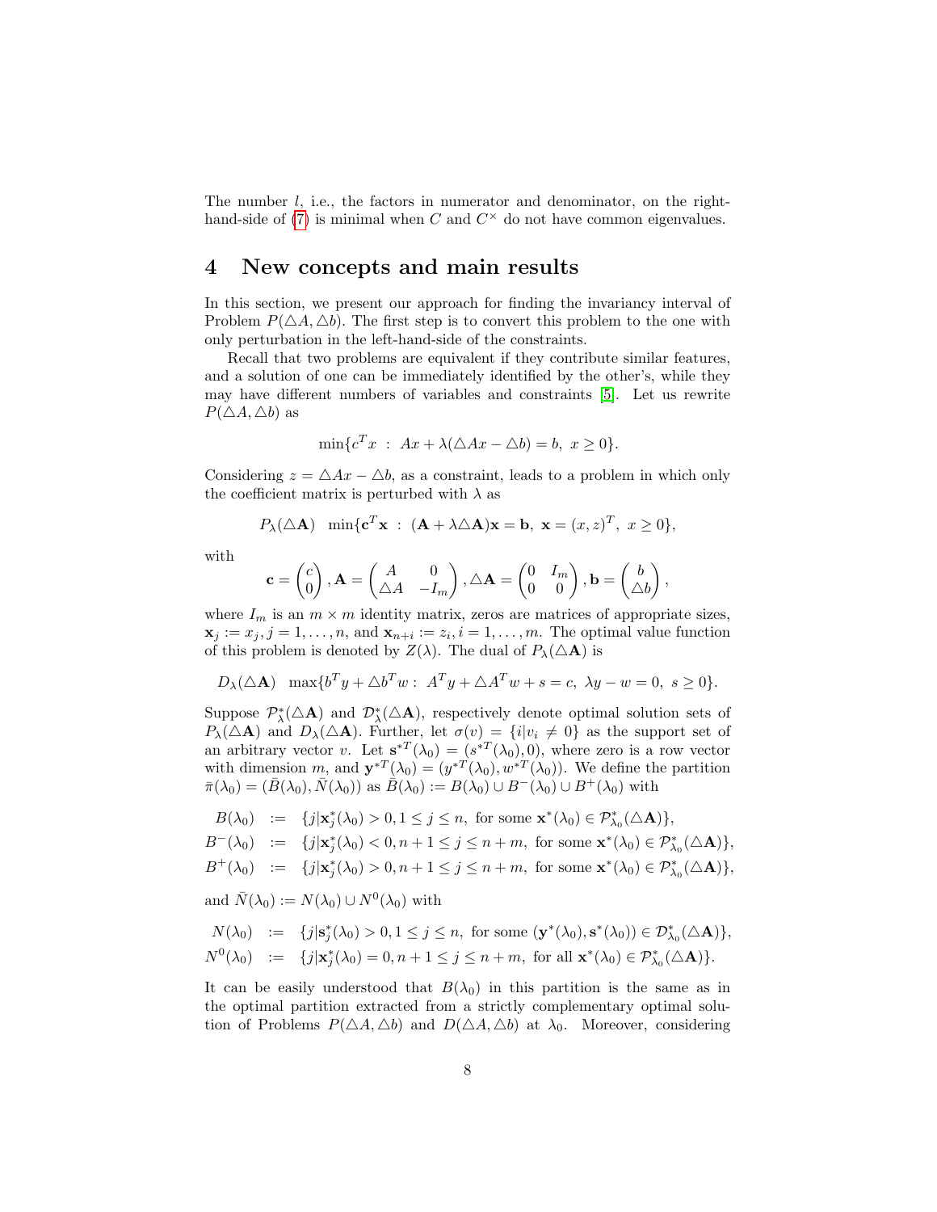The number $l$, i.e., the factors in numerator and denominator, on the right-hand-side of (7) is minimal when $C$ and $C^\times$ do not have common eigenvalues.

## 4 New concepts and main results

In this section, we present our approach for finding the invariancy interval of Problem $P(\triangle A, \triangle b)$. The first step is to convert this problem to the one with only perturbation in the left-hand-side of the constraints.

Recall that two problems are equivalent if they contribute similar features, and a solution of one can be immediately identified by the other's, while they may have different numbers of variables and constraints [5]. Let us rewrite $P(\triangle A, \triangle b)$ as

$$\min\{c^T x \ : \ Ax + \lambda(\triangle Ax - \triangle b) = b, \ x \geq 0\}.$$

Considering $z = \triangle Ax - \triangle b$, as a constraint, leads to a problem in which only the coefficient matrix is perturbed with $\lambda$ as

$$P_\lambda(\triangle \mathbf{A}) \quad \min\{\mathbf{c}^T \mathbf{x} \ : \ (\mathbf{A} + \lambda \triangle \mathbf{A})\mathbf{x} = \mathbf{b}, \ \mathbf{x} = (x, z)^T, \ x \geq 0\},$$

with

$$\mathbf{c} = \begin{pmatrix} c \\ 0 \end{pmatrix}, \mathbf{A} = \begin{pmatrix} A & 0 \\ \triangle A & -I_m \end{pmatrix}, \triangle \mathbf{A} = \begin{pmatrix} 0 & I_m \\ 0 & 0 \end{pmatrix}, \mathbf{b} = \begin{pmatrix} b \\ \triangle b \end{pmatrix},$$

where $I_m$ is an $m \times m$ identity matrix, zeros are matrices of appropriate sizes, $\mathbf{x}_j := x_j, j = 1, \ldots, n$, and $\mathbf{x}_{n+i} := z_i, i = 1, \ldots, m$. The optimal value function of this problem is denoted by $Z(\lambda)$. The dual of $P_\lambda(\triangle \mathbf{A})$ is

$$D_\lambda(\triangle \mathbf{A}) \quad \max\{b^T y + \triangle b^T w : \ A^T y + \triangle A^T w + s = c, \ \lambda y - w = 0, \ s \geq 0\}.$$

Suppose $\mathcal{P}^*_\lambda(\triangle \mathbf{A})$ and $\mathcal{D}^*_\lambda(\triangle \mathbf{A})$, respectively denote optimal solution sets of $P_\lambda(\triangle \mathbf{A})$ and $D_\lambda(\triangle \mathbf{A})$. Further, let $\sigma(v) = \{i | v_i \neq 0\}$ as the support set of an arbitrary vector $v$. Let $\mathbf{s}^{*T}(\lambda_0) = (s^{*T}(\lambda_0), 0)$, where zero is a row vector with dimension $m$, and $\mathbf{y}^{*T}(\lambda_0) = (y^{*T}(\lambda_0), w^{*T}(\lambda_0))$. We define the partition $\bar{\pi}(\lambda_0) = (\bar{B}(\lambda_0), \bar{N}(\lambda_0))$ as $\bar{B}(\lambda_0) := B(\lambda_0) \cup B^-(\lambda_0) \cup B^+(\lambda_0)$ with

$$\begin{aligned}
B(\lambda_0) &:= \{j | \mathbf{x}^*_j(\lambda_0) > 0, 1 \leq j \leq n, \text{ for some } \mathbf{x}^*(\lambda_0) \in \mathcal{P}^*_{\lambda_0}(\triangle \mathbf{A})\}, \\
B^-(\lambda_0) &:= \{j | \mathbf{x}^*_j(\lambda_0) < 0, n+1 \leq j \leq n+m, \text{ for some } \mathbf{x}^*(\lambda_0) \in \mathcal{P}^*_{\lambda_0}(\triangle \mathbf{A})\}, \\
B^+(\lambda_0) &:= \{j | \mathbf{x}^*_j(\lambda_0) > 0, n+1 \leq j \leq n+m, \text{ for some } \mathbf{x}^*(\lambda_0) \in \mathcal{P}^*_{\lambda_0}(\triangle \mathbf{A})\},
\end{aligned}$$

and $\bar{N}(\lambda_0) := N(\lambda_0) \cup N^0(\lambda_0)$ with

$$\begin{aligned}
N(\lambda_0) &:= \{j | \mathbf{s}^*_j(\lambda_0) > 0, 1 \leq j \leq n, \text{ for some } (\mathbf{y}^*(\lambda_0), \mathbf{s}^*(\lambda_0)) \in \mathcal{D}^*_{\lambda_0}(\triangle \mathbf{A})\}, \\
N^0(\lambda_0) &:= \{j | \mathbf{x}^*_j(\lambda_0) = 0, n+1 \leq j \leq n+m, \text{ for all } \mathbf{x}^*(\lambda_0) \in \mathcal{P}^*_{\lambda_0}(\triangle \mathbf{A})\}.
\end{aligned}$$

It can be easily understood that $B(\lambda_0)$ in this partition is the same as in the optimal partition extracted from a strictly complementary optimal solution of Problems $P(\triangle A, \triangle b)$ and $D(\triangle A, \triangle b)$ at $\lambda_0$. Moreover, considering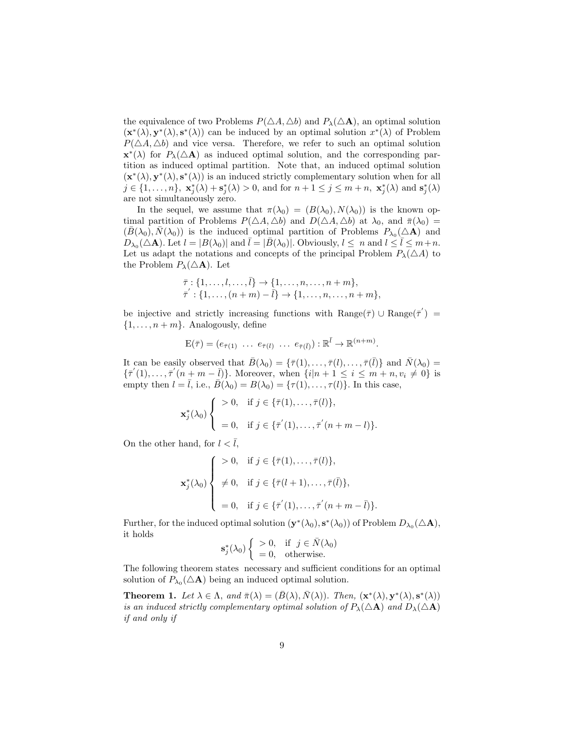the equivalence of two Problems $P(\triangle A, \triangle b)$ and $P_\lambda(\triangle \mathbf{A})$, an optimal solution $(\mathbf{x}^*(\lambda), \mathbf{y}^*(\lambda), \mathbf{s}^*(\lambda))$ can be induced by an optimal solution $x^*(\lambda)$ of Problem $P(\triangle A, \triangle b)$ and vice versa. Therefore, we refer to such an optimal solution $\mathbf{x}^*(\lambda)$ for $P_\lambda(\triangle \mathbf{A})$ as induced optimal solution, and the corresponding partition as induced optimal partition. Note that, an induced optimal solution $(\mathbf{x}^*(\lambda), \mathbf{y}^*(\lambda), \mathbf{s}^*(\lambda))$ is an induced strictly complementary solution when for all $j \in \{1, \ldots, n\}$, $\mathbf{x}_j^*(\lambda) + \mathbf{s}_j^*(\lambda) > 0$, and for $n+1 \leq j \leq m+n$, $\mathbf{x}_j^*(\lambda)$ and $\mathbf{s}_j^*(\lambda)$ are not simultaneously zero.

In the sequel, we assume that $\pi(\lambda_0) = (B(\lambda_0), N(\lambda_0))$ is the known optimal partition of Problems $P(\triangle A, \triangle b)$ and $D(\triangle A, \triangle b)$ at $\lambda_0$, and $\bar{\pi}(\lambda_0) = (\bar{B}(\lambda_0), \bar{N}(\lambda_0))$ is the induced optimal partition of Problems $P_{\lambda_0}(\triangle \mathbf{A})$ and $D_{\lambda_0}(\triangle \mathbf{A})$. Let $l = |B(\lambda_0)|$ and $\bar{l} = |\bar{B}(\lambda_0)|$. Obviously, $l \leq n$ and $l \leq \bar{l} \leq m+n$. Let us adapt the notations and concepts of the principal Problem $P_\lambda(\triangle A)$ to the Problem $P_\lambda(\triangle \mathbf{A})$. Let

$$
\begin{aligned}
&\bar{\tau} : \{1, \ldots, l, \ldots, \bar{l}\} \to \{1, \ldots, n, \ldots, n+m\}, \\
&\bar{\tau}' : \{1, \ldots, (n+m) - \bar{l}\} \to \{1, \ldots, n, \ldots, n+m\},
\end{aligned}
$$

be injective and strictly increasing functions with $\text{Range}(\bar{\tau}) \cup \text{Range}(\bar{\tau}') = \{1, \ldots, n+m\}$. Analogously, define

$$
\text{E}(\bar{\tau}) = (e_{\bar{\tau}(1)} \ \ldots \ e_{\bar{\tau}(l)} \ \ldots \ e_{\bar{\tau}(\bar{l})}) : \mathbb{R}^{\bar{l}} \to \mathbb{R}^{(n+m)}.
$$

It can be easily observed that $\bar{B}(\lambda_0) = \{\bar{\tau}(1), \ldots, \bar{\tau}(l), \ldots, \bar{\tau}(\bar{l})\}$ and $\bar{N}(\lambda_0) = \{\bar{\tau}'(1), \ldots, \bar{\tau}'(n+m-\bar{l})\}$. Moreover, when $\{i | n+1 \leq i \leq m+n, v_i \neq 0\}$ is empty then $l = \bar{l}$, i.e., $\bar{B}(\lambda_0) = B(\lambda_0) = \{\tau(1), \ldots, \tau(l)\}$. In this case,

$$
\mathbf{x}_j^*(\lambda_0) \begin{cases} > 0, & \text{if } j \in \{\bar{\tau}(1), \ldots, \bar{\tau}(l)\}, \\[2ex] = 0, & \text{if } j \in \{\bar{\tau}'(1), \ldots, \bar{\tau}'(n+m-l)\}. \end{cases}
$$

On the other hand, for $l < \bar{l}$,

$$
\mathbf{x}_j^*(\lambda_0) \begin{cases} > 0, & \text{if } j \in \{\bar{\tau}(1), \ldots, \bar{\tau}(l)\}, \\[2ex] \neq 0, & \text{if } j \in \{\bar{\tau}(l+1), \ldots, \bar{\tau}(\bar{l})\}, \\[2ex] = 0, & \text{if } j \in \{\bar{\tau}'(1), \ldots, \bar{\tau}'(n+m-\bar{l})\}. \end{cases}
$$

Further, for the induced optimal solution $(\mathbf{y}^*(\lambda_0), \mathbf{s}^*(\lambda_0))$ of Problem $D_{\lambda_0}(\triangle \mathbf{A})$, it holds

$$
\mathbf{s}_j^*(\lambda_0) \begin{cases} > 0, & \text{if } \ j \in \bar{N}(\lambda_0) \\ = 0, & \text{otherwise.} \end{cases}
$$

The following theorem states necessary and sufficient conditions for an optimal solution of $P_{\lambda_0}(\triangle \mathbf{A})$ being an induced optimal solution.

**Theorem 1.** *Let $\lambda \in \Lambda$, and $\bar{\pi}(\lambda) = (\bar{B}(\lambda), \bar{N}(\lambda))$. Then, $(\mathbf{x}^*(\lambda), \mathbf{y}^*(\lambda), \mathbf{s}^*(\lambda))$ is an induced strictly complementary optimal solution of $P_\lambda(\triangle \mathbf{A})$ and $D_\lambda(\triangle \mathbf{A})$ if and only if*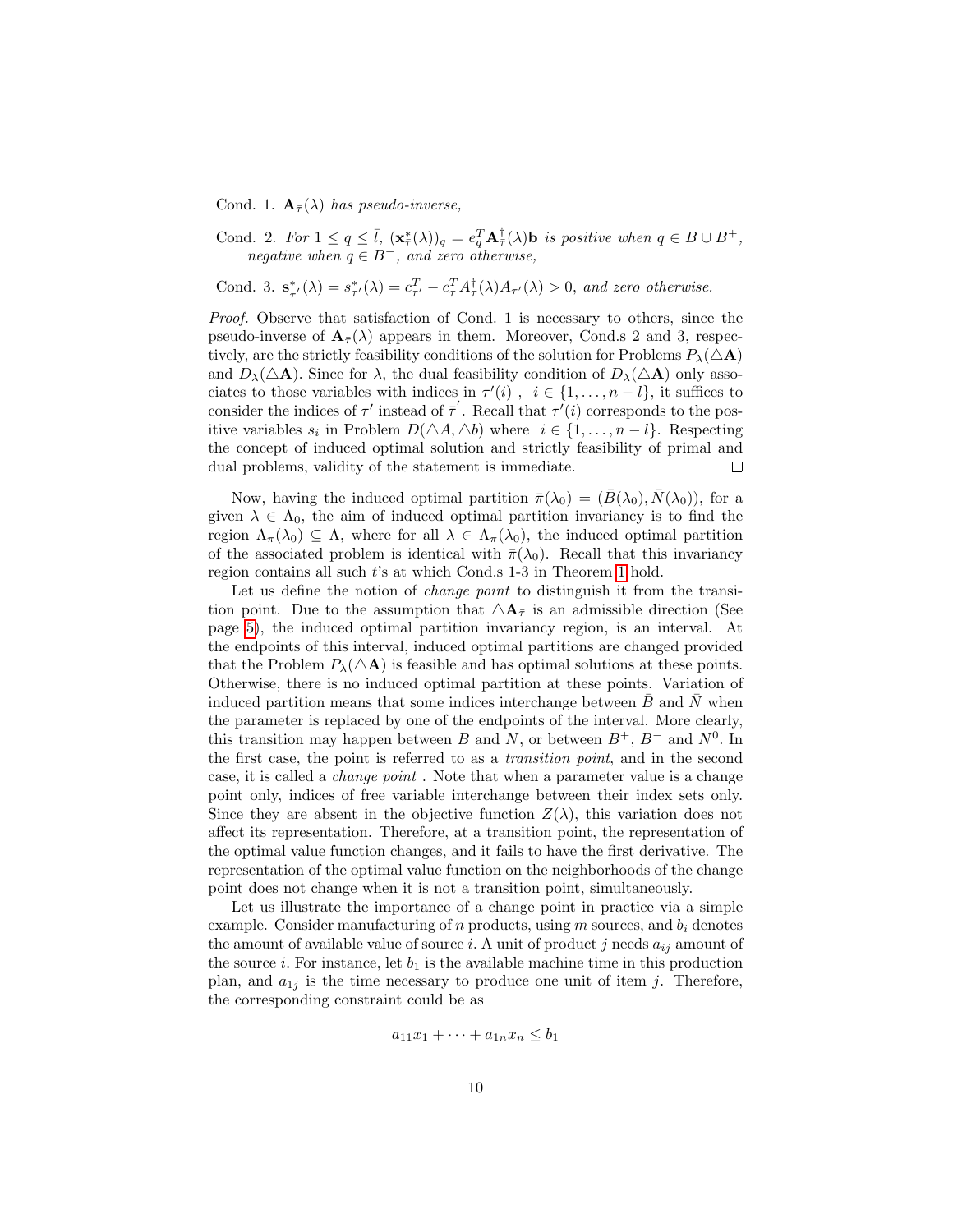Cond. 1. $\mathbf{A}_{\bar{\tau}}(\lambda)$ *has pseudo-inverse,*

Cond. 2. *For* $1 \leq q \leq \bar{l}$*,* $(\mathbf{x}^*_{\bar{\tau}}(\lambda))_q = e_q^T \mathbf{A}^{\dagger}_{\bar{\tau}}(\lambda)\mathbf{b}$ *is positive when* $q \in B \cup B^+$*, negative when* $q \in B^-$*, and zero otherwise,*

Cond. 3. $\mathbf{s}^*_{\bar{\tau}'}(\lambda) = s^*_{\tau'}(\lambda) = c^T_{\tau'} - c^T_{\tau} A^{\dagger}_{\tau}(\lambda) A_{\tau'}(\lambda) > 0$*, and zero otherwise.*

*Proof.* Observe that satisfaction of Cond. 1 is necessary to others, since the pseudo-inverse of $\mathbf{A}_{\bar{\tau}}(\lambda)$ appears in them. Moreover, Cond.s 2 and 3, respectively, are the strictly feasibility conditions of the solution for Problems $P_\lambda(\triangle \mathbf{A})$ and $D_\lambda(\triangle \mathbf{A})$. Since for $\lambda$, the dual feasibility condition of $D_\lambda(\triangle \mathbf{A})$ only associates to those variables with indices in $\tau'(i)$ , $i \in \{1, \dots, n-l\}$, it suffices to consider the indices of $\tau'$ instead of $\bar{\tau}'$. Recall that $\tau'(i)$ corresponds to the positive variables $s_i$ in Problem $D(\triangle A, \triangle b)$ where $i \in \{1, \dots, n-l\}$. Respecting the concept of induced optimal solution and strictly feasibility of primal and dual problems, validity of the statement is immediate. □

Now, having the induced optimal partition $\bar{\pi}(\lambda_0) = (\bar{B}(\lambda_0), \bar{N}(\lambda_0))$, for a given $\lambda \in \Lambda_0$, the aim of induced optimal partition invariancy is to find the region $\Lambda_{\bar{\pi}}(\lambda_0) \subseteq \Lambda$, where for all $\lambda \in \Lambda_{\bar{\pi}}(\lambda_0)$, the induced optimal partition of the associated problem is identical with $\bar{\pi}(\lambda_0)$. Recall that this invariancy region contains all such $t$'s at which Cond.s 1-3 in Theorem 1 hold.

Let us define the notion of *change point* to distinguish it from the transition point. Due to the assumption that $\triangle \mathbf{A}_{\bar{\tau}}$ is an admissible direction (See page 5), the induced optimal partition invariancy region, is an interval. At the endpoints of this interval, induced optimal partitions are changed provided that the Problem $P_\lambda(\triangle \mathbf{A})$ is feasible and has optimal solutions at these points. Otherwise, there is no induced optimal partition at these points. Variation of induced partition means that some indices interchange between $\bar{B}$ and $\bar{N}$ when the parameter is replaced by one of the endpoints of the interval. More clearly, this transition may happen between $B$ and $N$, or between $B^+$, $B^-$ and $N^0$. In the first case, the point is referred to as a *transition point*, and in the second case, it is called a *change point* . Note that when a parameter value is a change point only, indices of free variable interchange between their index sets only. Since they are absent in the objective function $Z(\lambda)$, this variation does not affect its representation. Therefore, at a transition point, the representation of the optimal value function changes, and it fails to have the first derivative. The representation of the optimal value function on the neighborhoods of the change point does not change when it is not a transition point, simultaneously.

Let us illustrate the importance of a change point in practice via a simple example. Consider manufacturing of $n$ products, using $m$ sources, and $b_i$ denotes the amount of available value of source $i$. A unit of product $j$ needs $a_{ij}$ amount of the source $i$. For instance, let $b_1$ is the available machine time in this production plan, and $a_{1j}$ is the time necessary to produce one unit of item $j$. Therefore, the corresponding constraint could be as

$$a_{11}x_1 + \cdots + a_{1n}x_n \leq b_1$$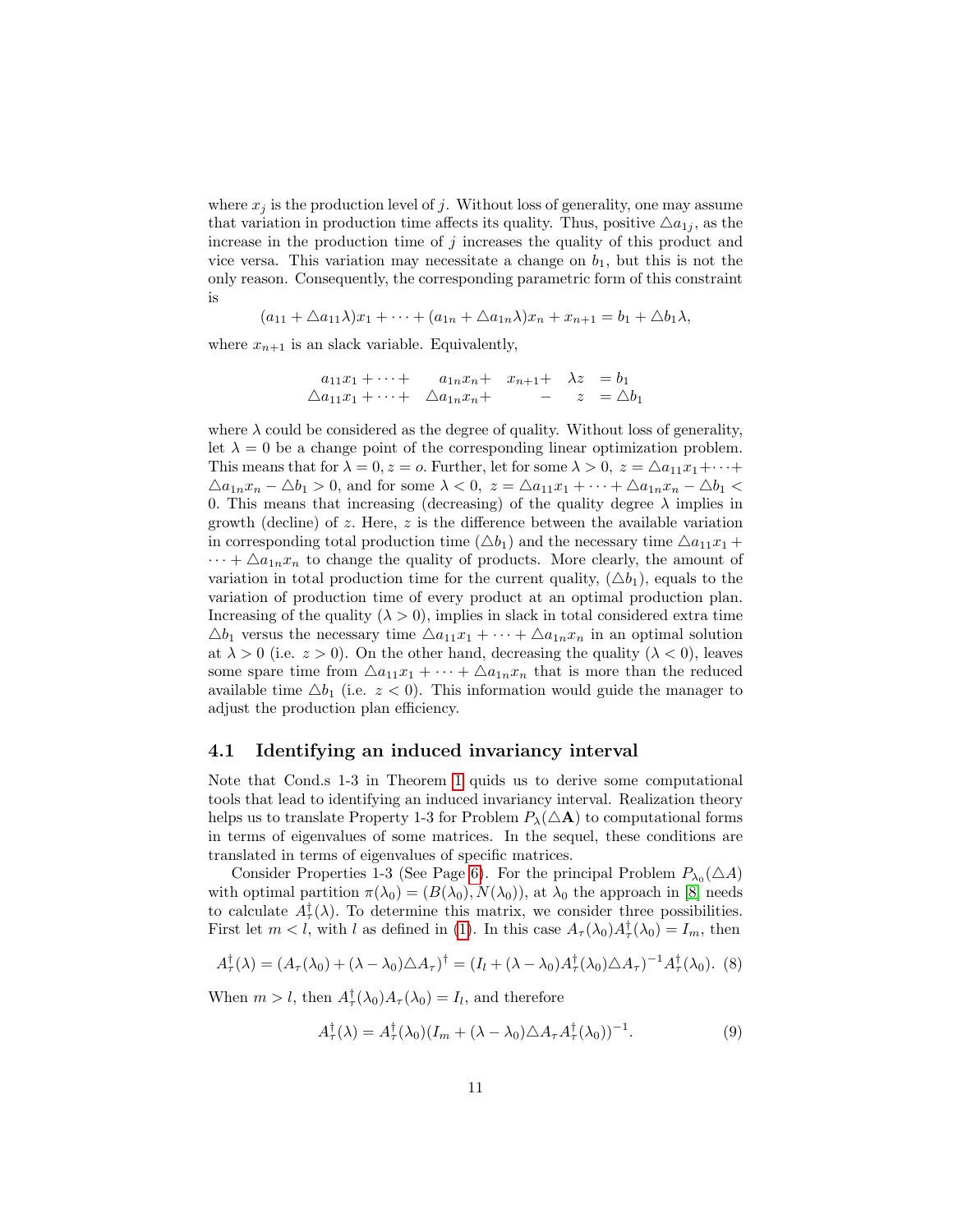where $x_j$ is the production level of $j$. Without loss of generality, one may assume that variation in production time affects its quality. Thus, positive $\triangle a_{1j}$, as the increase in the production time of $j$ increases the quality of this product and vice versa. This variation may necessitate a change on $b_1$, but this is not the only reason. Consequently, the corresponding parametric form of this constraint is

$$(a_{11} + \triangle a_{11}\lambda)x_1 + \cdots + (a_{1n} + \triangle a_{1n}\lambda)x_n + x_{n+1} = b_1 + \triangle b_1\lambda,$$

where $x_{n+1}$ is an slack variable. Equivalently,

$$\begin{array}{llllll} a_{11}x_1 + \cdots + & a_{1n}x_n + & x_{n+1} + & \lambda z & = b_1 \\ \triangle a_{11}x_1 + \cdots + & \triangle a_{1n}x_n + & & - \quad z & = \triangle b_1 \end{array}$$

where $\lambda$ could be considered as the degree of quality. Without loss of generality, let $\lambda = 0$ be a change point of the corresponding linear optimization problem. This means that for $\lambda = 0, z = o$. Further, let for some $\lambda > 0$, $z = \triangle a_{11}x_1 + \cdots + \triangle a_{1n}x_n - \triangle b_1 > 0$, and for some $\lambda < 0$, $z = \triangle a_{11}x_1 + \cdots + \triangle a_{1n}x_n - \triangle b_1 < 0$. This means that increasing (decreasing) of the quality degree $\lambda$ implies in growth (decline) of $z$. Here, $z$ is the difference between the available variation in corresponding total production time ($\triangle b_1$) and the necessary time $\triangle a_{11}x_1 + \cdots + \triangle a_{1n}x_n$ to change the quality of products. More clearly, the amount of variation in total production time for the current quality, ($\triangle b_1$), equals to the variation of production time of every product at an optimal production plan. Increasing of the quality ($\lambda > 0$), implies in slack in total considered extra time $\triangle b_1$ versus the necessary time $\triangle a_{11}x_1 + \cdots + \triangle a_{1n}x_n$ in an optimal solution at $\lambda > 0$ (i.e. $z > 0$). On the other hand, decreasing the quality ($\lambda < 0$), leaves some spare time from $\triangle a_{11}x_1 + \cdots + \triangle a_{1n}x_n$ that is more than the reduced available time $\triangle b_1$ (i.e. $z < 0$). This information would guide the manager to adjust the production plan efficiency.

### 4.1 Identifying an induced invariancy interval

Note that Cond.s 1-3 in Theorem 1 quids us to derive some computational tools that lead to identifying an induced invariancy interval. Realization theory helps us to translate Property 1-3 for Problem $P_\lambda(\triangle \mathbf{A})$ to computational forms in terms of eigenvalues of some matrices. In the sequel, these conditions are translated in terms of eigenvalues of specific matrices.

Consider Properties 1-3 (See Page 6). For the principal Problem $P_{\lambda_0}(\triangle A)$ with optimal partition $\pi(\lambda_0) = (B(\lambda_0), N(\lambda_0))$, at $\lambda_0$ the approach in [8] needs to calculate $A^\dagger_\tau(\lambda)$. To determine this matrix, we consider three possibilities. First let $m < l$, with $l$ as defined in (1). In this case $A_\tau(\lambda_0)A^\dagger_\tau(\lambda_0) = I_m$, then

$$A^\dagger_\tau(\lambda) = (A_\tau(\lambda_0) + (\lambda - \lambda_0)\triangle A_\tau)^\dagger = (I_l + (\lambda - \lambda_0)A^\dagger_\tau(\lambda_0)\triangle A_\tau)^{-1}A^\dagger_\tau(\lambda_0). \quad (8)$$

When $m > l$, then $A^\dagger_\tau(\lambda_0)A_\tau(\lambda_0) = I_l$, and therefore

$$A^\dagger_\tau(\lambda) = A^\dagger_\tau(\lambda_0)(I_m + (\lambda - \lambda_0)\triangle A_\tau A^\dagger_\tau(\lambda_0))^{-1}. \quad (9)$$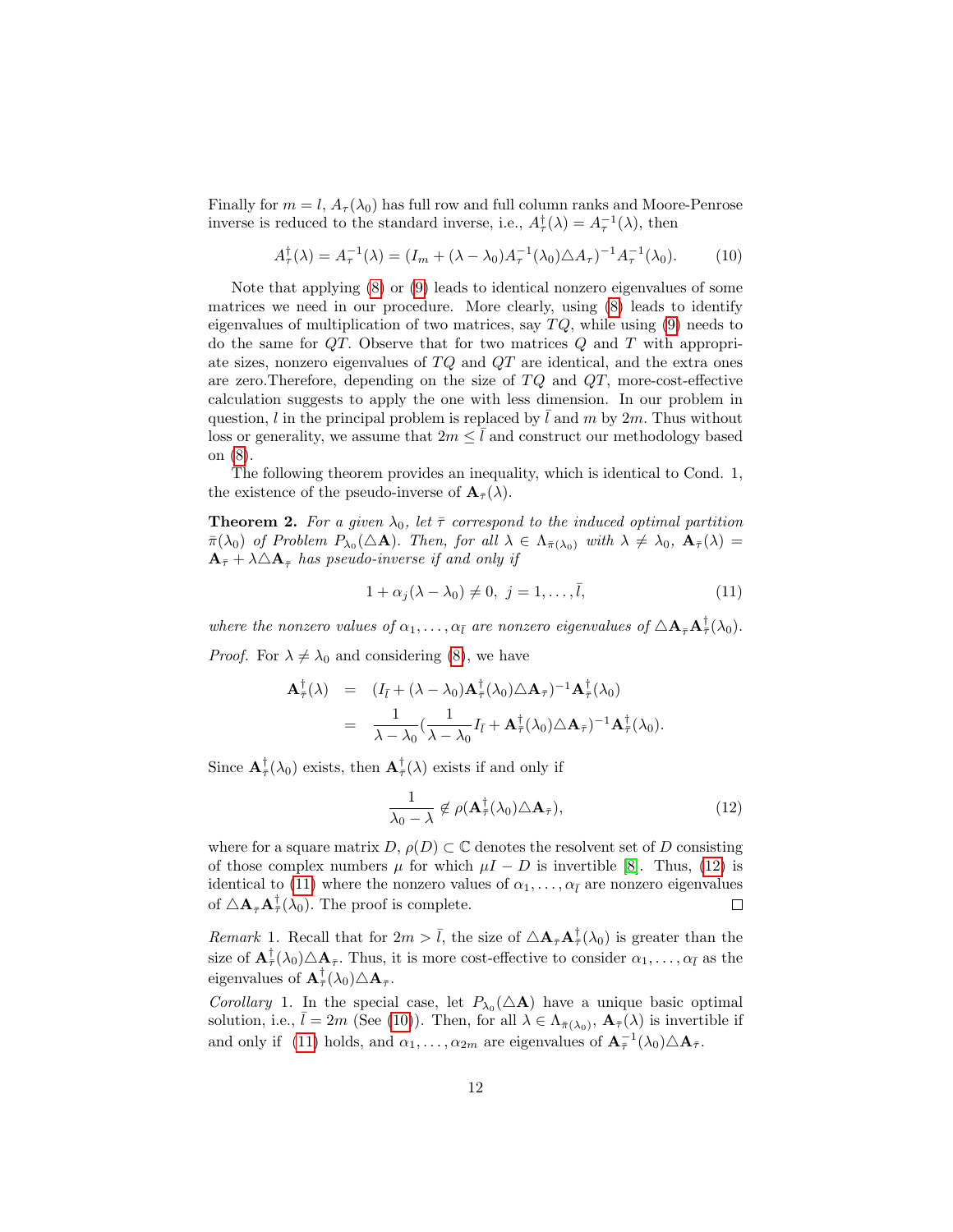Finally for $m = l$, $A_\tau(\lambda_0)$ has full row and full column ranks and Moore-Penrose inverse is reduced to the standard inverse, i.e., $A^\dagger_\tau(\lambda) = A^{-1}_\tau(\lambda)$, then

$$A^\dagger_\tau(\lambda) = A^{-1}_\tau(\lambda) = (I_m + (\lambda - \lambda_0)A^{-1}_\tau(\lambda_0)\triangle A_\tau)^{-1}A^{-1}_\tau(\lambda_0). \tag{10}$$

Note that applying (8) or (9) leads to identical nonzero eigenvalues of some matrices we need in our procedure. More clearly, using (8) leads to identify eigenvalues of multiplication of two matrices, say $TQ$, while using (9) needs to do the same for $QT$. Observe that for two matrices $Q$ and $T$ with appropriate sizes, nonzero eigenvalues of $TQ$ and $QT$ are identical, and the extra ones are zero.Therefore, depending on the size of $TQ$ and $QT$, more-cost-effective calculation suggests to apply the one with less dimension. In our problem in question, $l$ in the principal problem is replaced by $\bar{l}$ and $m$ by $2m$. Thus without loss or generality, we assume that $2m \leq \bar{l}$ and construct our methodology based on (8).

The following theorem provides an inequality, which is identical to Cond. 1, the existence of the pseudo-inverse of $\mathbf{A}_{\bar{\tau}}(\lambda)$.

**Theorem 2.** *For a given $\lambda_0$, let $\bar{\tau}$ correspond to the induced optimal partition $\bar{\pi}(\lambda_0)$ of Problem $P_{\lambda_0}(\triangle\mathbf{A})$. Then, for all $\lambda \in \Lambda_{\bar{\pi}(\lambda_0)}$ with $\lambda \neq \lambda_0$, $\mathbf{A}_{\bar{\tau}}(\lambda) = \mathbf{A}_{\bar{\tau}} + \lambda\triangle\mathbf{A}_{\bar{\tau}}$ has pseudo-inverse if and only if*

$$1 + \alpha_j(\lambda - \lambda_0) \neq 0, \ j = 1, \ldots, \bar{l}, \tag{11}$$

*where the nonzero values of $\alpha_1, \ldots, \alpha_{\bar{l}}$ are nonzero eigenvalues of $\triangle\mathbf{A}_{\bar{\tau}}\mathbf{A}^\dagger_{\bar{\tau}}(\lambda_0)$.*

*Proof.* For $\lambda \neq \lambda_0$ and considering (8), we have

$$\begin{aligned}
\mathbf{A}^\dagger_{\bar{\tau}}(\lambda) &= (I_{\bar{l}} + (\lambda - \lambda_0)\mathbf{A}^\dagger_{\bar{\tau}}(\lambda_0)\triangle\mathbf{A}_{\bar{\tau}})^{-1}\mathbf{A}^\dagger_{\bar{\tau}}(\lambda_0) \\
&= \frac{1}{\lambda - \lambda_0}(\frac{1}{\lambda - \lambda_0}I_{\bar{l}} + \mathbf{A}^\dagger_{\bar{\tau}}(\lambda_0)\triangle\mathbf{A}_{\bar{\tau}})^{-1}\mathbf{A}^\dagger_{\bar{\tau}}(\lambda_0).
\end{aligned}$$

Since $\mathbf{A}^\dagger_{\bar{\tau}}(\lambda_0)$ exists, then $\mathbf{A}^\dagger_{\bar{\tau}}(\lambda)$ exists if and only if

$$\frac{1}{\lambda_0 - \lambda} \notin \rho(\mathbf{A}^\dagger_{\bar{\tau}}(\lambda_0)\triangle\mathbf{A}_{\bar{\tau}}), \tag{12}$$

where for a square matrix $D$, $\rho(D) \subset \mathbb{C}$ denotes the resolvent set of $D$ consisting of those complex numbers $\mu$ for which $\mu I - D$ is invertible [8]. Thus, (12) is identical to (11) where the nonzero values of $\alpha_1, \ldots, \alpha_{\bar{l}}$ are nonzero eigenvalues of $\triangle\mathbf{A}_{\bar{\tau}}\mathbf{A}^\dagger_{\bar{\tau}}(\lambda_0)$. The proof is complete. $\square$

*Remark* 1. Recall that for $2m > \bar{l}$, the size of $\triangle\mathbf{A}_{\bar{\tau}}\mathbf{A}^\dagger_{\bar{\tau}}(\lambda_0)$ is greater than the size of $\mathbf{A}^\dagger_{\bar{\tau}}(\lambda_0)\triangle\mathbf{A}_{\bar{\tau}}$. Thus, it is more cost-effective to consider $\alpha_1, \ldots, \alpha_{\bar{l}}$ as the eigenvalues of $\mathbf{A}^\dagger_{\bar{\tau}}(\lambda_0)\triangle\mathbf{A}_{\bar{\tau}}$.

*Corollary* 1. In the special case, let $P_{\lambda_0}(\triangle\mathbf{A})$ have a unique basic optimal solution, i.e., $\bar{l} = 2m$ (See (10)). Then, for all $\lambda \in \Lambda_{\bar{\pi}(\lambda_0)}$, $\mathbf{A}_{\bar{\tau}}(\lambda)$ is invertible if and only if (11) holds, and $\alpha_1, \ldots, \alpha_{2m}$ are eigenvalues of $\mathbf{A}^{-1}_{\bar{\tau}}(\lambda_0)\triangle\mathbf{A}_{\bar{\tau}}$.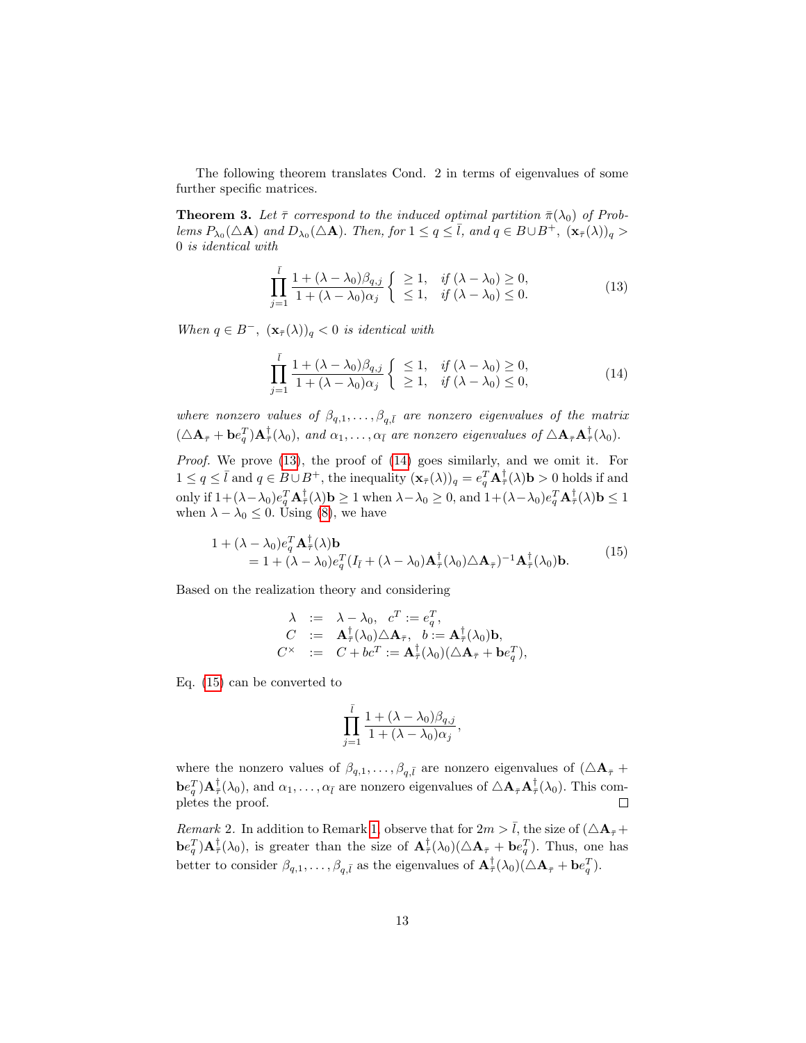The following theorem translates Cond. 2 in terms of eigenvalues of some further specific matrices.

**Theorem 3.** *Let $\bar{\tau}$ correspond to the induced optimal partition $\bar{\pi}(\lambda_0)$ of Problems $P_{\lambda_0}(\triangle\mathbf{A})$ and $D_{\lambda_0}(\triangle\mathbf{A})$. Then, for $1 \le q \le \bar{l}$, and $q \in B \cup B^+$, $(\mathbf{x}_{\bar{\tau}}(\lambda))_q > 0$ is identical with*

$$\prod_{j=1}^{\bar{l}} \frac{1+(\lambda-\lambda_0)\beta_{q,j}}{1+(\lambda-\lambda_0)\alpha_j} \begin{cases} \ge 1, & \text{if } (\lambda-\lambda_0) \ge 0, \\ \le 1, & \text{if } (\lambda-\lambda_0) \le 0. \end{cases} \tag{13}$$

*When $q \in B^-$, $(\mathbf{x}_{\bar{\tau}}(\lambda))_q < 0$ is identical with*

$$\prod_{j=1}^{\bar{l}} \frac{1+(\lambda-\lambda_0)\beta_{q,j}}{1+(\lambda-\lambda_0)\alpha_j} \begin{cases} \le 1, & \text{if } (\lambda-\lambda_0) \ge 0, \\ \ge 1, & \text{if } (\lambda-\lambda_0) \le 0, \end{cases} \tag{14}$$

*where nonzero values of $\beta_{q,1}, \ldots, \beta_{q,\bar{l}}$ are nonzero eigenvalues of the matrix $(\triangle\mathbf{A}_{\bar{\tau}} + \mathbf{b}e_q^T)\mathbf{A}_{\bar{\tau}}^{\dagger}(\lambda_0)$, and $\alpha_1, \ldots, \alpha_{\bar{l}}$ are nonzero eigenvalues of $\triangle\mathbf{A}_{\bar{\tau}}\mathbf{A}_{\bar{\tau}}^{\dagger}(\lambda_0)$.*

*Proof.* We prove (13), the proof of (14) goes similarly, and we omit it. For $1 \le q \le \bar{l}$ and $q \in B \cup B^+$, the inequality $(\mathbf{x}_{\bar{\tau}}(\lambda))_q = e_q^T\mathbf{A}_{\bar{\tau}}^{\dagger}(\lambda)\mathbf{b} > 0$ holds if and only if $1+(\lambda-\lambda_0)e_q^T\mathbf{A}_{\bar{\tau}}^{\dagger}(\lambda)\mathbf{b} \ge 1$ when $\lambda-\lambda_0 \ge 0$, and $1+(\lambda-\lambda_0)e_q^T\mathbf{A}_{\bar{\tau}}^{\dagger}(\lambda)\mathbf{b} \le 1$ when $\lambda-\lambda_0 \le 0$. Using (8), we have

$$\begin{aligned} &1+(\lambda-\lambda_0)e_q^T\mathbf{A}_{\bar{\tau}}^{\dagger}(\lambda)\mathbf{b} \\ &\quad = 1+(\lambda-\lambda_0)e_q^T(I_{\bar{l}} + (\lambda-\lambda_0)\mathbf{A}_{\bar{\tau}}^{\dagger}(\lambda_0)\triangle\mathbf{A}_{\bar{\tau}})^{-1}\mathbf{A}_{\bar{\tau}}^{\dagger}(\lambda_0)\mathbf{b}. \end{aligned} \tag{15}$$

Based on the realization theory and considering

$$\begin{aligned} \lambda &:= \lambda-\lambda_0, \quad c^T := e_q^T, \\ C &:= \mathbf{A}_{\bar{\tau}}^{\dagger}(\lambda_0)\triangle\mathbf{A}_{\bar{\tau}}, \quad b := \mathbf{A}_{\bar{\tau}}^{\dagger}(\lambda_0)\mathbf{b}, \\ C^{\times} &:= C + bc^T := \mathbf{A}_{\bar{\tau}}^{\dagger}(\lambda_0)(\triangle\mathbf{A}_{\bar{\tau}} + \mathbf{b}e_q^T), \end{aligned}$$

Eq. (15) can be converted to

$$\prod_{j=1}^{\bar{l}} \frac{1+(\lambda-\lambda_0)\beta_{q,j}}{1+(\lambda-\lambda_0)\alpha_j},$$

where the nonzero values of $\beta_{q,1}, \ldots, \beta_{q,\bar{l}}$ are nonzero eigenvalues of $(\triangle\mathbf{A}_{\bar{\tau}} + \mathbf{b}e_q^T)\mathbf{A}_{\bar{\tau}}^{\dagger}(\lambda_0)$, and $\alpha_1, \ldots, \alpha_{\bar{l}}$ are nonzero eigenvalues of $\triangle\mathbf{A}_{\bar{\tau}}\mathbf{A}_{\bar{\tau}}^{\dagger}(\lambda_0)$. This completes the proof. □

*Remark* 2. In addition to Remark 1, observe that for $2m > \bar{l}$, the size of $(\triangle\mathbf{A}_{\bar{\tau}} + \mathbf{b}e_q^T)\mathbf{A}_{\bar{\tau}}^{\dagger}(\lambda_0)$, is greater than the size of $\mathbf{A}_{\bar{\tau}}^{\dagger}(\lambda_0)(\triangle\mathbf{A}_{\bar{\tau}} + \mathbf{b}e_q^T)$. Thus, one has better to consider $\beta_{q,1}, \ldots, \beta_{q,\bar{l}}$ as the eigenvalues of $\mathbf{A}_{\bar{\tau}}^{\dagger}(\lambda_0)(\triangle\mathbf{A}_{\bar{\tau}} + \mathbf{b}e_q^T)$.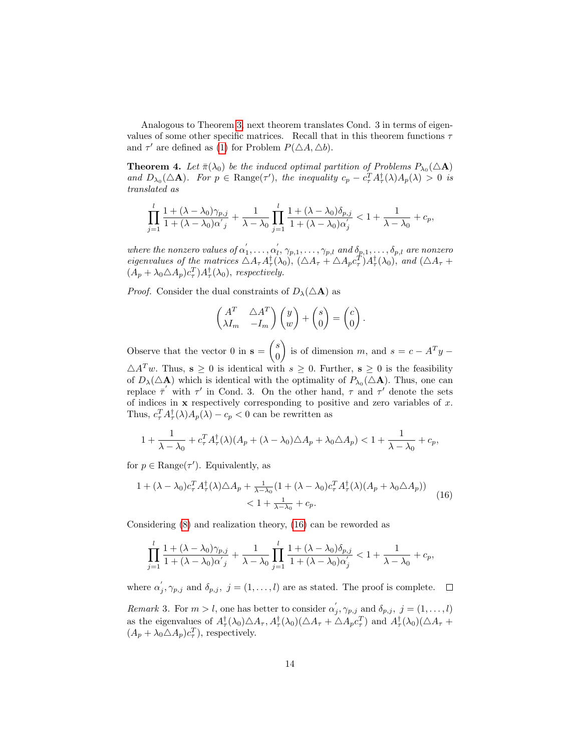Analogous to Theorem 3, next theorem translates Cond. 3 in terms of eigenvalues of some other specific matrices. Recall that in this theorem functions $\tau$ and $\tau'$ are defined as (1) for Problem $P(\triangle A, \triangle b)$.

**Theorem 4.** *Let $\bar{\pi}(\lambda_0)$ be the induced optimal partition of Problems $P_{\lambda_0}(\triangle \mathbf{A})$ and $D_{\lambda_0}(\triangle \mathbf{A})$. For $p \in \text{Range}(\tau')$, the inequality $c_p - c_\tau^T A_\tau^\dagger(\lambda) A_p(\lambda) > 0$ is translated as*

$$\prod_{j=1}^{l} \frac{1 + (\lambda - \lambda_0)\gamma_{p,j}}{1 + (\lambda - \lambda_0)\alpha'_j} + \frac{1}{\lambda - \lambda_0} \prod_{j=1}^{l} \frac{1 + (\lambda - \lambda_0)\delta_{p,j}}{1 + (\lambda - \lambda_0)\alpha'_j} < 1 + \frac{1}{\lambda - \lambda_0} + c_p,$$

*where the nonzero values of $\alpha'_1, \ldots, \alpha'_l$, $\gamma_{p,1}, \ldots, \gamma_{p,l}$ and $\delta_{p,1}, \ldots, \delta_{p,l}$ are nonzero eigenvalues of the matrices $\triangle A_\tau A_\tau^\dagger(\lambda_0)$, $(\triangle A_\tau + \triangle A_p c_\tau^T) A_\tau^\dagger(\lambda_0)$, and $(\triangle A_\tau + (A_p + \lambda_0 \triangle A_p) c_\tau^T) A_\tau^\dagger(\lambda_0)$, respectively.*

*Proof.* Consider the dual constraints of $D_\lambda(\triangle \mathbf{A})$ as

$$\begin{pmatrix} A^T & \triangle A^T \\ \lambda I_m & -I_m \end{pmatrix} \begin{pmatrix} y \\ w \end{pmatrix} + \begin{pmatrix} s \\ 0 \end{pmatrix} = \begin{pmatrix} c \\ 0 \end{pmatrix}.$$

Observe that the vector 0 in $\mathbf{s} = \begin{pmatrix} s \\ 0 \end{pmatrix}$ is of dimension $m$, and $s = c - A^T y - \triangle A^T w$. Thus, $\mathbf{s} \geq 0$ is identical with $s \geq 0$. Further, $\mathbf{s} \geq 0$ is the feasibility of $D_\lambda(\triangle \mathbf{A})$ which is identical with the optimality of $P_{\lambda_0}(\triangle \mathbf{A})$. Thus, one can replace $\bar{\tau}'$ with $\tau'$ in Cond. 3. On the other hand, $\tau$ and $\tau'$ denote the sets of indices in $\mathbf{x}$ respectively corresponding to positive and zero variables of $x$. Thus, $c_\tau^T A_\tau^\dagger(\lambda) A_p(\lambda) - c_p < 0$ can be rewritten as

$$1 + \frac{1}{\lambda - \lambda_0} + c_\tau^T A_\tau^\dagger(\lambda)(A_p + (\lambda - \lambda_0)\triangle A_p + \lambda_0 \triangle A_p) < 1 + \frac{1}{\lambda - \lambda_0} + c_p,$$

for $p \in \text{Range}(\tau')$. Equivalently, as

$$\begin{aligned} 1 + (\lambda - \lambda_0) c_\tau^T A_\tau^\dagger(\lambda) \triangle A_p + \tfrac{1}{\lambda - \lambda_0}(1 + (\lambda - \lambda_0) c_\tau^T A_\tau^\dagger(\lambda)(A_p + \lambda_0 \triangle A_p)) \\ < 1 + \tfrac{1}{\lambda - \lambda_0} + c_p. \end{aligned} \tag{16}$$

Considering (8) and realization theory, (16) can be reworded as

$$\prod_{j=1}^{l} \frac{1 + (\lambda - \lambda_0)\gamma_{p,j}}{1 + (\lambda - \lambda_0)\alpha'_j} + \frac{1}{\lambda - \lambda_0} \prod_{j=1}^{l} \frac{1 + (\lambda - \lambda_0)\delta_{p,j}}{1 + (\lambda - \lambda_0)\alpha'_j} < 1 + \frac{1}{\lambda - \lambda_0} + c_p,$$

where $\alpha'_j, \gamma_{p,j}$ and $\delta_{p,j},\ j = (1, \ldots, l)$ are as stated. The proof is complete. $\square$

*Remark* 3. For $m > l$, one has better to consider $\alpha'_j, \gamma_{p,j}$ and $\delta_{p,j},\ j = (1, \ldots, l)$ as the eigenvalues of $A_\tau^\dagger(\lambda_0)\triangle A_\tau$, $A_\tau^\dagger(\lambda_0)(\triangle A_\tau + \triangle A_p c_\tau^T)$ and $A_\tau^\dagger(\lambda_0)(\triangle A_\tau + (A_p + \lambda_0 \triangle A_p) c_\tau^T)$, respectively.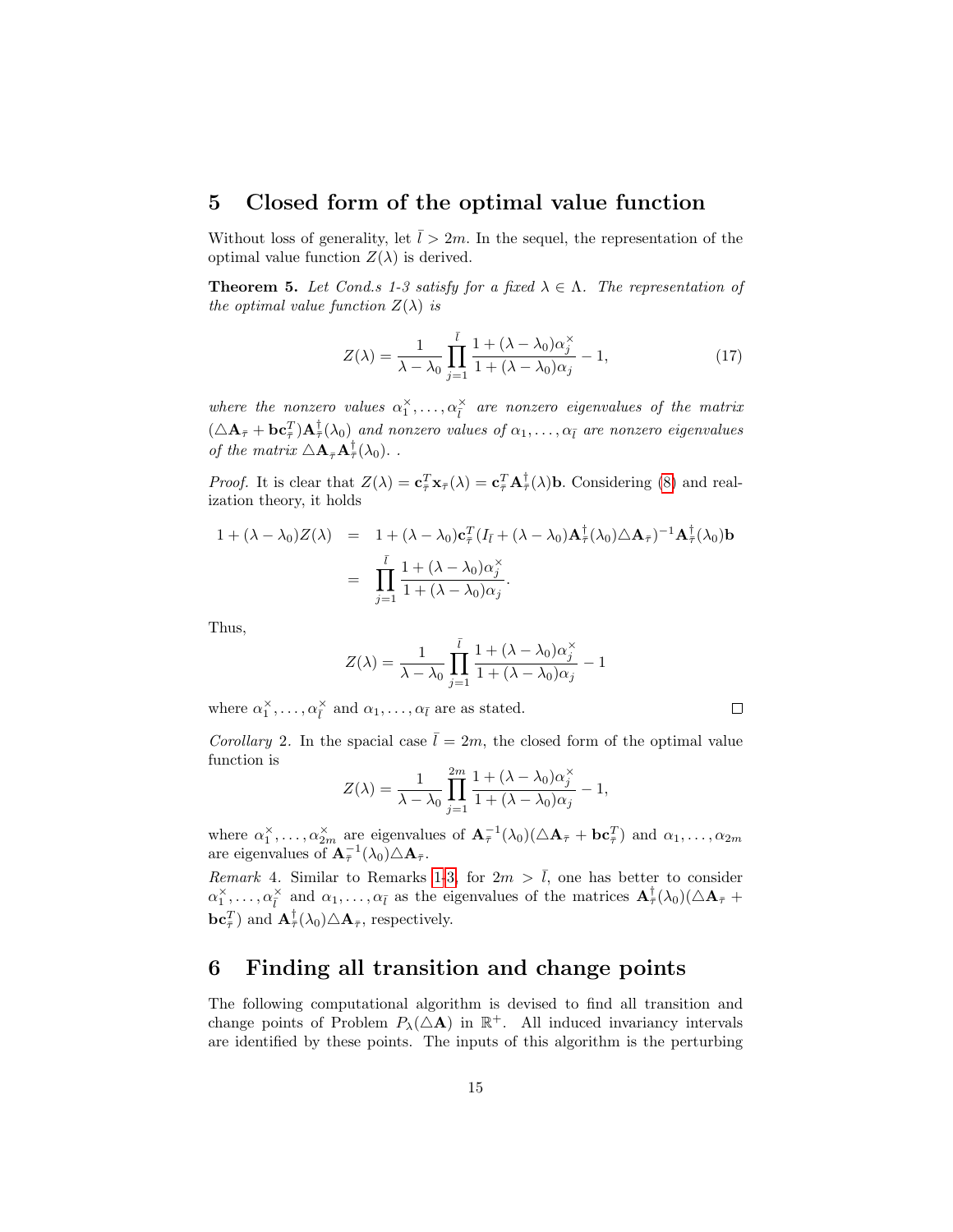## 5 Closed form of the optimal value function

Without loss of generality, let $\bar{l} > 2m$. In the sequel, the representation of the optimal value function $Z(\lambda)$ is derived.

**Theorem 5.** *Let Cond.s 1-3 satisfy for a fixed $\lambda \in \Lambda$. The representation of the optimal value function $Z(\lambda)$ is*

$$Z(\lambda) = \frac{1}{\lambda - \lambda_0} \prod_{j=1}^{\bar{l}} \frac{1 + (\lambda - \lambda_0)\alpha_j^{\times}}{1 + (\lambda - \lambda_0)\alpha_j} - 1, \tag{17}$$

*where the nonzero values $\alpha_1^{\times}, \ldots, \alpha_{\bar{l}}^{\times}$ are nonzero eigenvalues of the matrix $(\triangle \mathbf{A}_{\bar{\tau}} + \mathbf{b}\mathbf{c}_{\bar{\tau}}^T)\mathbf{A}_{\bar{\tau}}^{\dagger}(\lambda_0)$ and nonzero values of $\alpha_1, \ldots, \alpha_{\bar{l}}$ are nonzero eigenvalues of the matrix $\triangle \mathbf{A}_{\bar{\tau}} \mathbf{A}_{\bar{\tau}}^{\dagger}(\lambda_0)$. .*

*Proof.* It is clear that $Z(\lambda) = \mathbf{c}_{\bar{\tau}}^T \mathbf{x}_{\bar{\tau}}(\lambda) = \mathbf{c}_{\bar{\tau}}^T \mathbf{A}_{\bar{\tau}}^{\dagger}(\lambda)\mathbf{b}$. Considering (8) and realization theory, it holds

$$\begin{aligned}
1 + (\lambda - \lambda_0)Z(\lambda) &= 1 + (\lambda - \lambda_0)\mathbf{c}_{\bar{\tau}}^T (I_{\bar{l}} + (\lambda - \lambda_0)\mathbf{A}_{\bar{\tau}}^{\dagger}(\lambda_0)\triangle \mathbf{A}_{\bar{\tau}})^{-1}\mathbf{A}_{\bar{\tau}}^{\dagger}(\lambda_0)\mathbf{b} \\
&= \prod_{j=1}^{\bar{l}} \frac{1 + (\lambda - \lambda_0)\alpha_j^{\times}}{1 + (\lambda - \lambda_0)\alpha_j}.
\end{aligned}$$

Thus,

$$Z(\lambda) = \frac{1}{\lambda - \lambda_0} \prod_{j=1}^{\bar{l}} \frac{1 + (\lambda - \lambda_0)\alpha_j^{\times}}{1 + (\lambda - \lambda_0)\alpha_j} - 1$$

where $\alpha_1^{\times}, \ldots, \alpha_{\bar{l}}^{\times}$ and $\alpha_1, \ldots, \alpha_{\bar{l}}$ are as stated. $\square$

*Corollary* 2. In the spacial case $\bar{l} = 2m$, the closed form of the optimal value function is

$$Z(\lambda) = \frac{1}{\lambda - \lambda_0} \prod_{j=1}^{2m} \frac{1 + (\lambda - \lambda_0)\alpha_j^{\times}}{1 + (\lambda - \lambda_0)\alpha_j} - 1,$$

where $\alpha_1^{\times}, \ldots, \alpha_{2m}^{\times}$ are eigenvalues of $\mathbf{A}_{\bar{\tau}}^{-1}(\lambda_0)(\triangle \mathbf{A}_{\bar{\tau}} + \mathbf{b}\mathbf{c}_{\bar{\tau}}^T)$ and $\alpha_1, \ldots, \alpha_{2m}$ are eigenvalues of $\mathbf{A}_{\bar{\tau}}^{-1}(\lambda_0)\triangle \mathbf{A}_{\bar{\tau}}$.

*Remark* 4. Similar to Remarks 1-3, for $2m > \bar{l}$, one has better to consider $\alpha_1^{\times}, \ldots, \alpha_{\bar{l}}^{\times}$ and $\alpha_1, \ldots, \alpha_{\bar{l}}$ as the eigenvalues of the matrices $\mathbf{A}_{\bar{\tau}}^{\dagger}(\lambda_0)(\triangle \mathbf{A}_{\bar{\tau}} + \mathbf{b}\mathbf{c}_{\bar{\tau}}^T)$ and $\mathbf{A}_{\bar{\tau}}^{\dagger}(\lambda_0)\triangle \mathbf{A}_{\bar{\tau}}$, respectively.

## 6 Finding all transition and change points

The following computational algorithm is devised to find all transition and change points of Problem $P_{\lambda}(\triangle \mathbf{A})$ in $\mathbb{R}^+$. All induced invariancy intervals are identified by these points. The inputs of this algorithm is the perturbing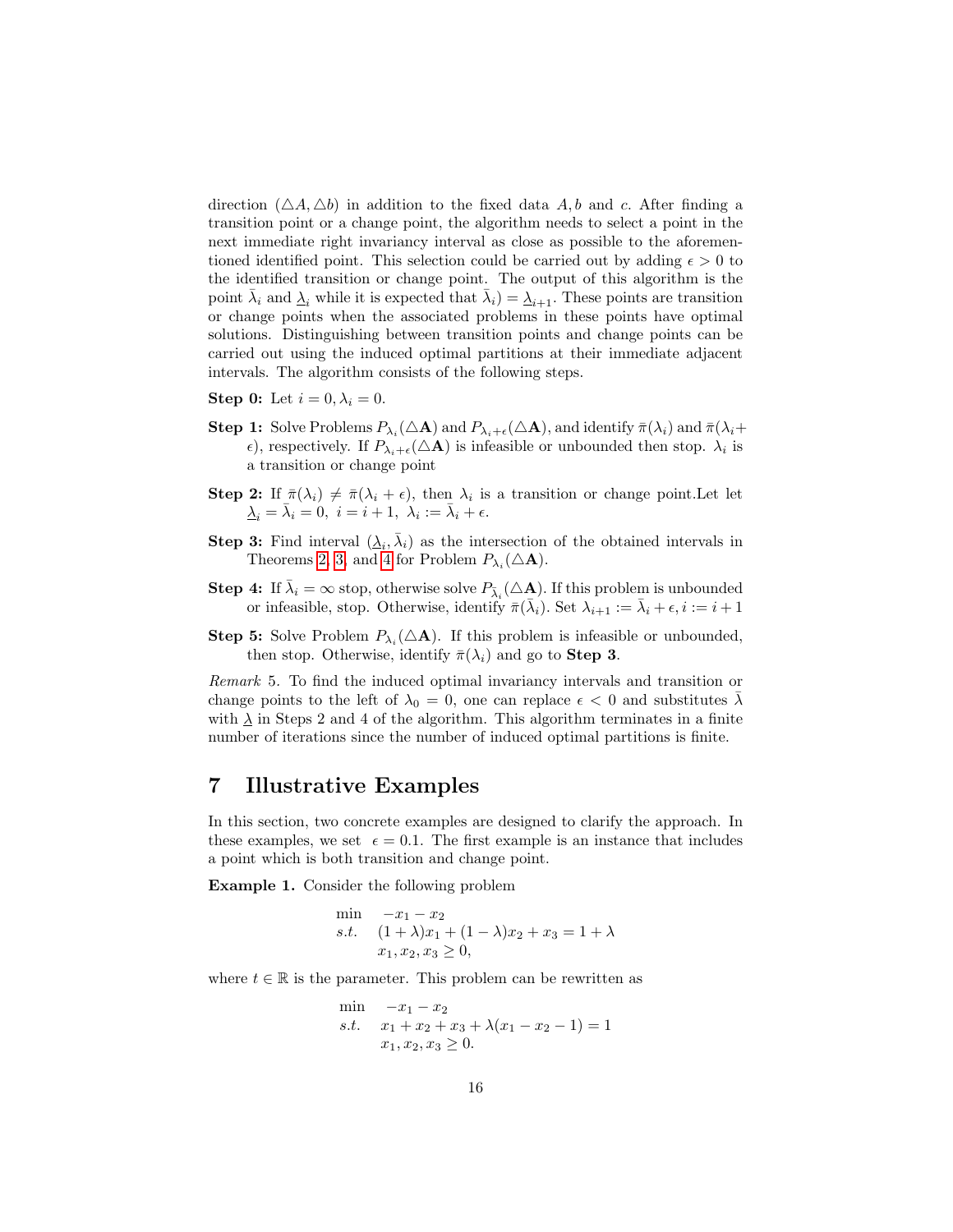direction $(\triangle A, \triangle b)$ in addition to the fixed data $A, b$ and $c$. After finding a transition point or a change point, the algorithm needs to select a point in the next immediate right invariancy interval as close as possible to the aforementioned identified point. This selection could be carried out by adding $\epsilon > 0$ to the identified transition or change point. The output of this algorithm is the point $\bar{\lambda}_i$ and $\underline{\lambda}_i$ while it is expected that $\bar{\lambda}_i) = \underline{\lambda}_{i+1}$. These points are transition or change points when the associated problems in these points have optimal solutions. Distinguishing between transition points and change points can be carried out using the induced optimal partitions at their immediate adjacent intervals. The algorithm consists of the following steps.

**Step 0:** Let $i = 0, \lambda_i = 0$.

**Step 1:** Solve Problems $P_{\lambda_i}(\triangle \mathbf{A})$ and $P_{\lambda_i+\epsilon}(\triangle \mathbf{A})$, and identify $\bar{\pi}(\lambda_i)$ and $\bar{\pi}(\lambda_i + \epsilon)$, respectively. If $P_{\lambda_i+\epsilon}(\triangle \mathbf{A})$ is infeasible or unbounded then stop. $\lambda_i$ is a transition or change point

**Step 2:** If $\bar{\pi}(\lambda_i) \neq \bar{\pi}(\lambda_i + \epsilon)$, then $\lambda_i$ is a transition or change point.Let let $\underline{\lambda}_i = \bar{\lambda}_i = 0,\ i = i + 1,\ \lambda_i := \bar{\lambda}_i + \epsilon$.

**Step 3:** Find interval $(\underline{\lambda}_i, \bar{\lambda}_i)$ as the intersection of the obtained intervals in Theorems 2, 3, and 4 for Problem $P_{\lambda_i}(\triangle \mathbf{A})$.

**Step 4:** If $\bar{\lambda}_i = \infty$ stop, otherwise solve $P_{\bar{\lambda}_i}(\triangle \mathbf{A})$. If this problem is unbounded or infeasible, stop. Otherwise, identify $\bar{\pi}(\bar{\lambda}_i)$. Set $\lambda_{i+1} := \bar{\lambda}_i + \epsilon, i := i + 1$

**Step 5:** Solve Problem $P_{\lambda_i}(\triangle \mathbf{A})$. If this problem is infeasible or unbounded, then stop. Otherwise, identify $\bar{\pi}(\lambda_i)$ and go to **Step 3**.

*Remark* 5. To find the induced optimal invariancy intervals and transition or change points to the left of $\lambda_0 = 0$, one can replace $\epsilon < 0$ and substitutes $\bar{\lambda}$ with $\underline{\lambda}$ in Steps 2 and 4 of the algorithm. This algorithm terminates in a finite number of iterations since the number of induced optimal partitions is finite.

# 7 Illustrative Examples

In this section, two concrete examples are designed to clarify the approach. In these examples, we set $\epsilon = 0.1$. The first example is an instance that includes a point which is both transition and change point.

**Example 1.** Consider the following problem

$$
\begin{array}{ll}
\min & -x_1 - x_2 \\
s.t. & (1+\lambda)x_1 + (1-\lambda)x_2 + x_3 = 1 + \lambda \\
 & x_1, x_2, x_3 \geq 0,
\end{array}
$$

where $t \in \mathbb{R}$ is the parameter. This problem can be rewritten as

$$
\begin{array}{ll}
\min & -x_1 - x_2 \\
s.t. & x_1 + x_2 + x_3 + \lambda(x_1 - x_2 - 1) = 1 \\
 & x_1, x_2, x_3 \geq 0.
\end{array}
$$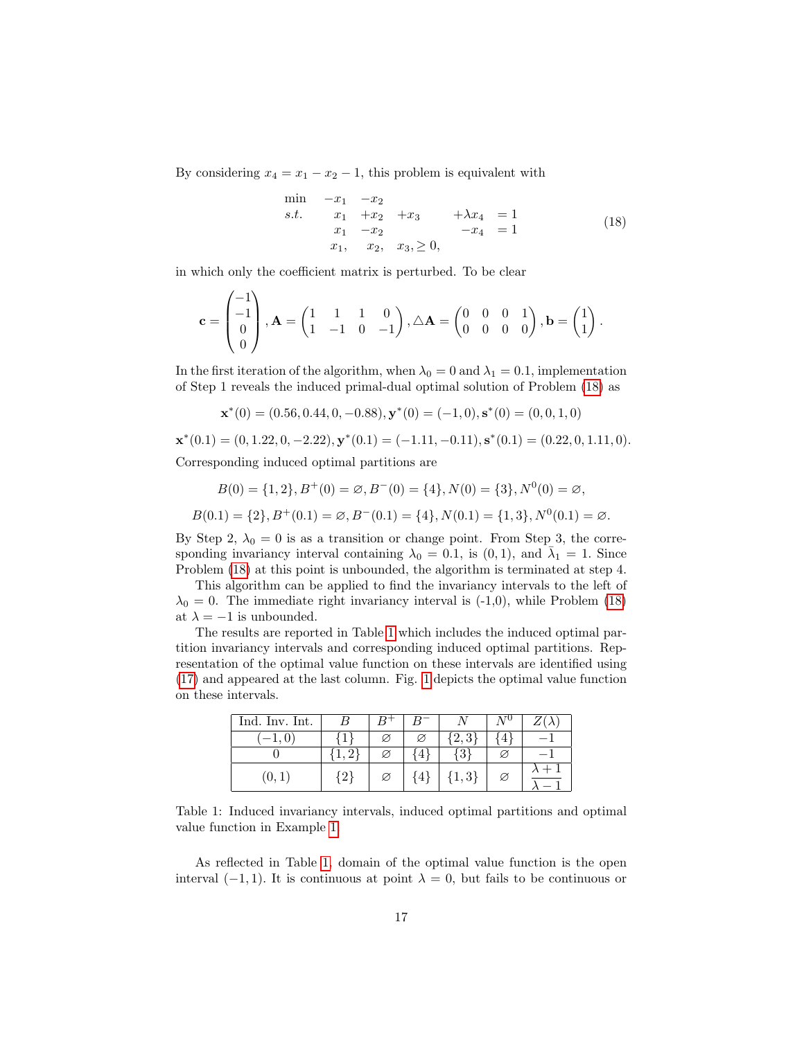By considering $x_4 = x_1 - x_2 - 1$, this problem is equivalent with

$$\begin{array}{llllll} \min & -x_1 & -x_2 & & & \\ s.t. & x_1 & +x_2 & +x_3 & +\lambda x_4 & = 1 \\ & x_1 & -x_2 & & -x_4 & = 1 \\ & x_1, & x_2, & x_3, \geq 0, & & \end{array} \tag{18}$$

in which only the coefficient matrix is perturbed. To be clear

$$\mathbf{c} = \begin{pmatrix} -1 \\ -1 \\ 0 \\ 0 \end{pmatrix}, \mathbf{A} = \begin{pmatrix} 1 & 1 & 1 & 0 \\ 1 & -1 & 0 & -1 \end{pmatrix}, \triangle\mathbf{A} = \begin{pmatrix} 0 & 0 & 0 & 1 \\ 0 & 0 & 0 & 0 \end{pmatrix}, \mathbf{b} = \begin{pmatrix} 1 \\ 1 \end{pmatrix}.$$

In the first iteration of the algorithm, when $\lambda_0 = 0$ and $\lambda_1 = 0.1$, implementation of Step 1 reveals the induced primal-dual optimal solution of Problem (18) as

$$\mathbf{x}^*(0) = (0.56, 0.44, 0, -0.88), \mathbf{y}^*(0) = (-1, 0), \mathbf{s}^*(0) = (0, 0, 1, 0)$$

$$\mathbf{x}^*(0.1) = (0, 1.22, 0, -2.22), \mathbf{y}^*(0.1) = (-1.11, -0.11), \mathbf{s}^*(0.1) = (0.22, 0, 1.11, 0).$$

Corresponding induced optimal partitions are

$$B(0) = \{1, 2\}, B^+(0) = \varnothing, B^-(0) = \{4\}, N(0) = \{3\}, N^0(0) = \varnothing,$$

$$B(0.1) = \{2\}, B^+(0.1) = \varnothing, B^-(0.1) = \{4\}, N(0.1) = \{1, 3\}, N^0(0.1) = \varnothing.$$

By Step 2, $\lambda_0 = 0$ is as a transition or change point. From Step 3, the corresponding invariancy interval containing $\lambda_0 = 0.1$, is $(0, 1)$, and $\bar{\lambda}_1 = 1$. Since Problem (18) at this point is unbounded, the algorithm is terminated at step 4.

This algorithm can be applied to find the invariancy intervals to the left of $\lambda_0 = 0$. The immediate right invariancy interval is (-1,0), while Problem (18) at $\lambda = -1$ is unbounded.

The results are reported in Table 1 which includes the induced optimal partition invariancy intervals and corresponding induced optimal partitions. Representation of the optimal value function on these intervals are identified using (17) and appeared at the last column. Fig. 1 depicts the optimal value function on these intervals.

| Ind. Inv. Int. | $B$ | $B^+$ | $B^-$ | $N$ | $N^0$ | $Z(\lambda)$ |
|---|---|---|---|---|---|---|
| $(-1, 0)$ | $\{1\}$ | $\varnothing$ | $\varnothing$ | $\{2, 3\}$ | $\{4\}$ | $-1$ |
| $0$ | $\{1, 2\}$ | $\varnothing$ | $\{4\}$ | $\{3\}$ | $\varnothing$ | $-1$ |
| $(0, 1)$ | $\{2\}$ | $\varnothing$ | $\{4\}$ | $\{1, 3\}$ | $\varnothing$ | $\dfrac{\lambda+1}{\lambda-1}$ |

Table 1: Induced invariancy intervals, induced optimal partitions and optimal value function in Example 1.

As reflected in Table 1, domain of the optimal value function is the open interval $(-1, 1)$. It is continuous at point $\lambda = 0$, but fails to be continuous or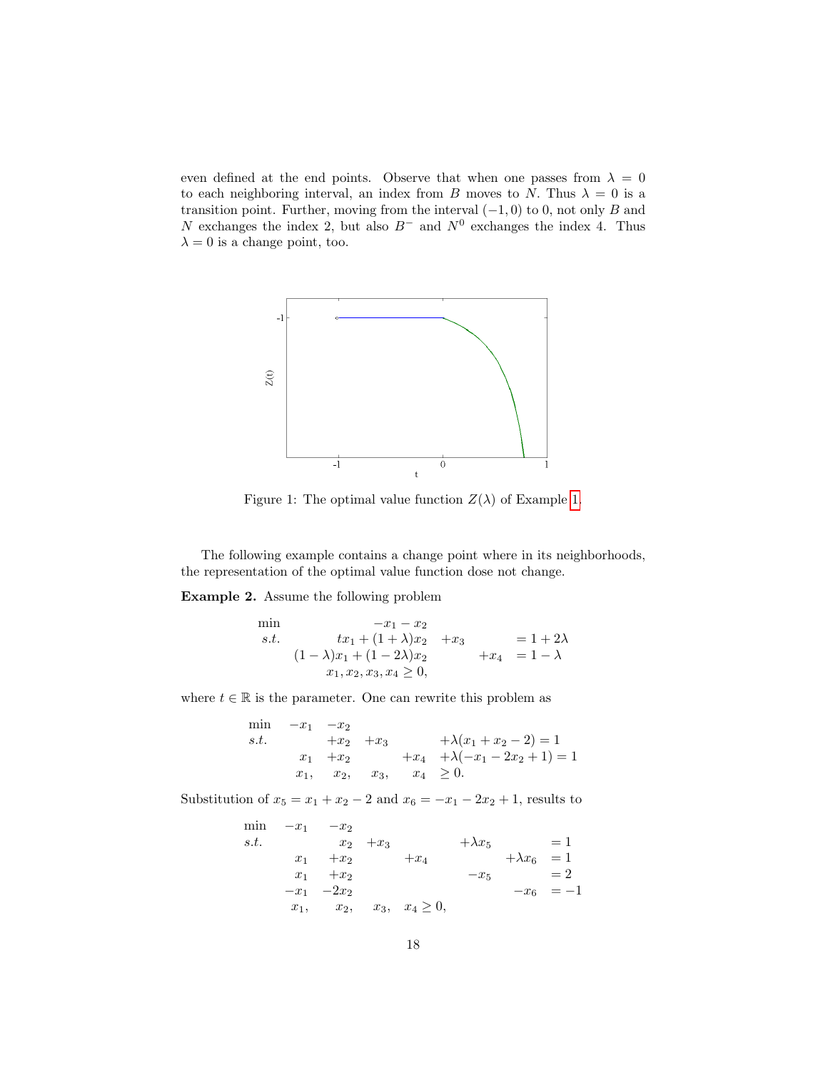even defined at the end points. Observe that when one passes from $\lambda = 0$ to each neighboring interval, an index from $B$ moves to $N$. Thus $\lambda = 0$ is a transition point. Further, moving from the interval $(-1, 0)$ to 0, not only $B$ and $N$ exchanges the index 2, but also $B^-$ and $N^0$ exchanges the index 4. Thus $\lambda = 0$ is a change point, too.

Figure 1: The optimal value function $Z(\lambda)$ of Example 1.

The following example contains a change point where in its neighborhoods, the representation of the optimal value function dose not change.

**Example 2.** Assume the following problem

$$
\begin{array}{lrl}
\min & -x_1 - x_2 & \\
s.t. & tx_1 + (1+\lambda)x_2 \quad +x_3 & = 1 + 2\lambda \\
 & (1-\lambda)x_1 + (1-2\lambda)x_2 \quad\quad +x_4 & = 1 - \lambda \\
 & x_1, x_2, x_3, x_4 \geq 0, &
\end{array}
$$

where $t \in \mathbb{R}$ is the parameter. One can rewrite this problem as

$$
\begin{array}{lccccl}
\min & -x_1 & -x_2 & & & \\
s.t. & & +x_2 & +x_3 & & +\lambda(x_1 + x_2 - 2) = 1 \\
 & x_1 & +x_2 & & +x_4 & +\lambda(-x_1 - 2x_2 + 1) = 1 \\
 & x_1, & x_2, & x_3, & x_4 & \geq 0.
\end{array}
$$

Substitution of $x_5 = x_1 + x_2 - 2$ and $x_6 = -x_1 - 2x_2 + 1$, results to

$$
\begin{array}{lcccccccl}
\min & -x_1 & -x_2 & & & & & \\
s.t. & & x_2 & +x_3 & & +\lambda x_5 & & = 1 \\
 & x_1 & +x_2 & & +x_4 & & +\lambda x_6 & = 1 \\
 & x_1 & +x_2 & & & -x_5 & & = 2 \\
 & -x_1 & -2x_2 & & & & -x_6 & = -1 \\
 & x_1, & x_2, & x_3, & x_4 \geq 0, & & &
\end{array}
$$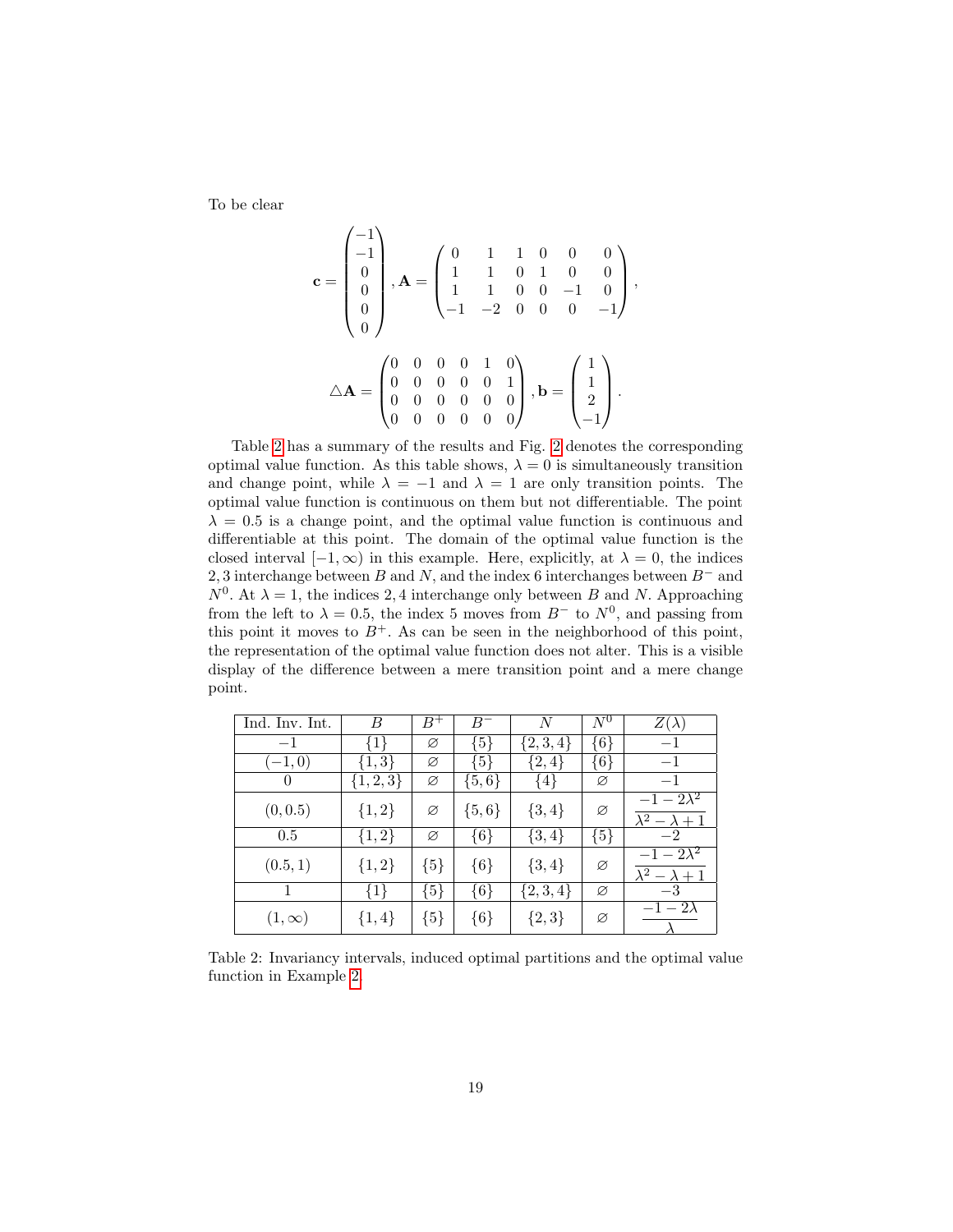To be clear

$$
\mathbf{c} = \begin{pmatrix} -1 \\ -1 \\ 0 \\ 0 \\ 0 \\ 0 \end{pmatrix}, \mathbf{A} = \begin{pmatrix} 0 & 1 & 1 & 0 & 0 & 0 \\ 1 & 1 & 0 & 1 & 0 & 0 \\ 1 & 1 & 0 & 0 & -1 & 0 \\ -1 & -2 & 0 & 0 & 0 & -1 \end{pmatrix},
$$

$$
\triangle\mathbf{A} = \begin{pmatrix} 0 & 0 & 0 & 0 & 1 & 0 \\ 0 & 0 & 0 & 0 & 0 & 1 \\ 0 & 0 & 0 & 0 & 0 & 0 \\ 0 & 0 & 0 & 0 & 0 & 0 \end{pmatrix}, \mathbf{b} = \begin{pmatrix} 1 \\ 1 \\ 2 \\ -1 \end{pmatrix}.
$$

Table 2 has a summary of the results and Fig. 2 denotes the corresponding optimal value function. As this table shows, $\lambda = 0$ is simultaneously transition and change point, while $\lambda = -1$ and $\lambda = 1$ are only transition points. The optimal value function is continuous on them but not differentiable. The point $\lambda = 0.5$ is a change point, and the optimal value function is continuous and differentiable at this point. The domain of the optimal value function is the closed interval $[-1, \infty)$ in this example. Here, explicitly, at $\lambda = 0$, the indices $2, 3$ interchange between $B$ and $N$, and the index 6 interchanges between $B^-$ and $N^0$. At $\lambda = 1$, the indices $2, 4$ interchange only between $B$ and $N$. Approaching from the left to $\lambda = 0.5$, the index 5 moves from $B^-$ to $N^0$, and passing from this point it moves to $B^+$. As can be seen in the neighborhood of this point, the representation of the optimal value function does not alter. This is a visible display of the difference between a mere transition point and a mere change point.

| Ind. Inv. Int. | $B$ | $B^+$ | $B^-$ | $N$ | $N^0$ | $Z(\lambda)$ |
|---|---|---|---|---|---|---|
| $-1$ | $\{1\}$ | $\varnothing$ | $\{5\}$ | $\{2,3,4\}$ | $\{6\}$ | $-1$ |
| $(-1,0)$ | $\{1,3\}$ | $\varnothing$ | $\{5\}$ | $\{2,4\}$ | $\{6\}$ | $-1$ |
| $0$ | $\{1,2,3\}$ | $\varnothing$ | $\{5,6\}$ | $\{4\}$ | $\varnothing$ | $-1$ |
| $(0, 0.5)$ | $\{1,2\}$ | $\varnothing$ | $\{5,6\}$ | $\{3,4\}$ | $\varnothing$ | $\dfrac{-1-2\lambda^2}{\lambda^2-\lambda+1}$ |
| $0.5$ | $\{1,2\}$ | $\varnothing$ | $\{6\}$ | $\{3,4\}$ | $\{5\}$ | $-2$ |
| $(0.5, 1)$ | $\{1,2\}$ | $\{5\}$ | $\{6\}$ | $\{3,4\}$ | $\varnothing$ | $\dfrac{-1-2\lambda^2}{\lambda^2-\lambda+1}$ |
| $1$ | $\{1\}$ | $\{5\}$ | $\{6\}$ | $\{2,3,4\}$ | $\varnothing$ | $-3$ |
| $(1, \infty)$ | $\{1,4\}$ | $\{5\}$ | $\{6\}$ | $\{2,3\}$ | $\varnothing$ | $\dfrac{-1-2\lambda}{\lambda}$ |

Table 2: Invariancy intervals, induced optimal partitions and the optimal value function in Example 2.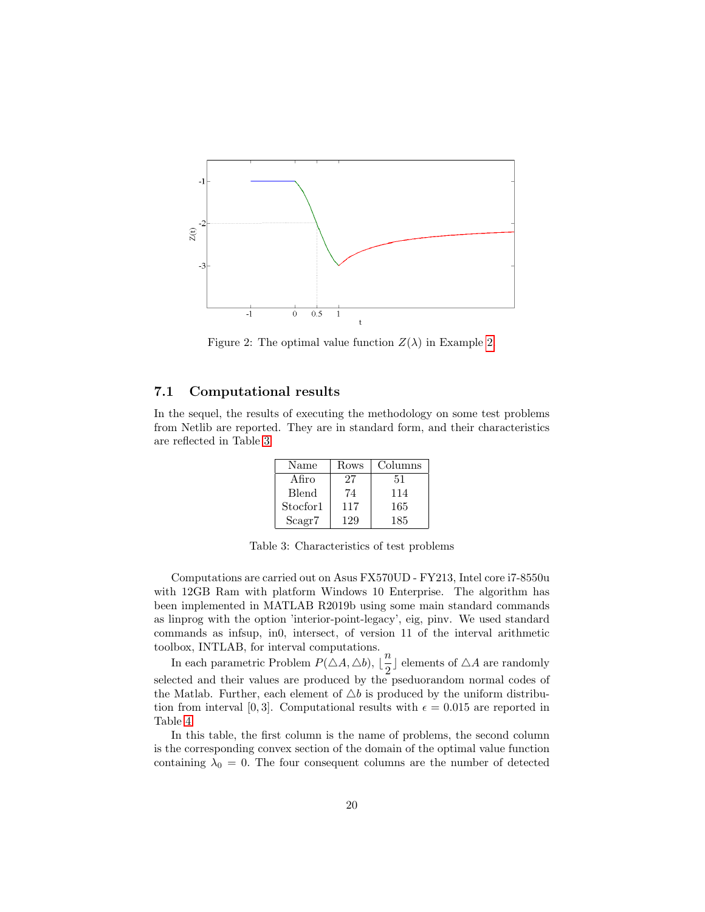Figure 2: The optimal value function $Z(\lambda)$ in Example 2

### 7.1 Computational results

In the sequel, the results of executing the methodology on some test problems from Netlib are reported. They are in standard form, and their characteristics are reflected in Table 3.

| Name | Rows | Columns |
|---|---|---|
| Afiro | 27 | 51 |
| Blend | 74 | 114 |
| Stocfor1 | 117 | 165 |
| Scagr7 | 129 | 185 |

Table 3: Characteristics of test problems

Computations are carried out on Asus FX570UD - FY213, Intel core i7-8550u with 12GB Ram with platform Windows 10 Enterprise. The algorithm has been implemented in MATLAB R2019b using some main standard commands as linprog with the option 'interior-point-legacy', eig, pinv. We used standard commands as infsup, in0, intersect, of version 11 of the interval arithmetic toolbox, INTLAB, for interval computations.

In each parametric Problem $P(\triangle A, \triangle b)$, $\lfloor \frac{n}{2} \rfloor$ elements of $\triangle A$ are randomly selected and their values are produced by the pseduorandom normal codes of the Matlab. Further, each element of $\triangle b$ is produced by the uniform distribution from interval $[0, 3]$. Computational results with $\epsilon = 0.015$ are reported in Table 4.

In this table, the first column is the name of problems, the second column is the corresponding convex section of the domain of the optimal value function containing $\lambda_0 = 0$. The four consequent columns are the number of detected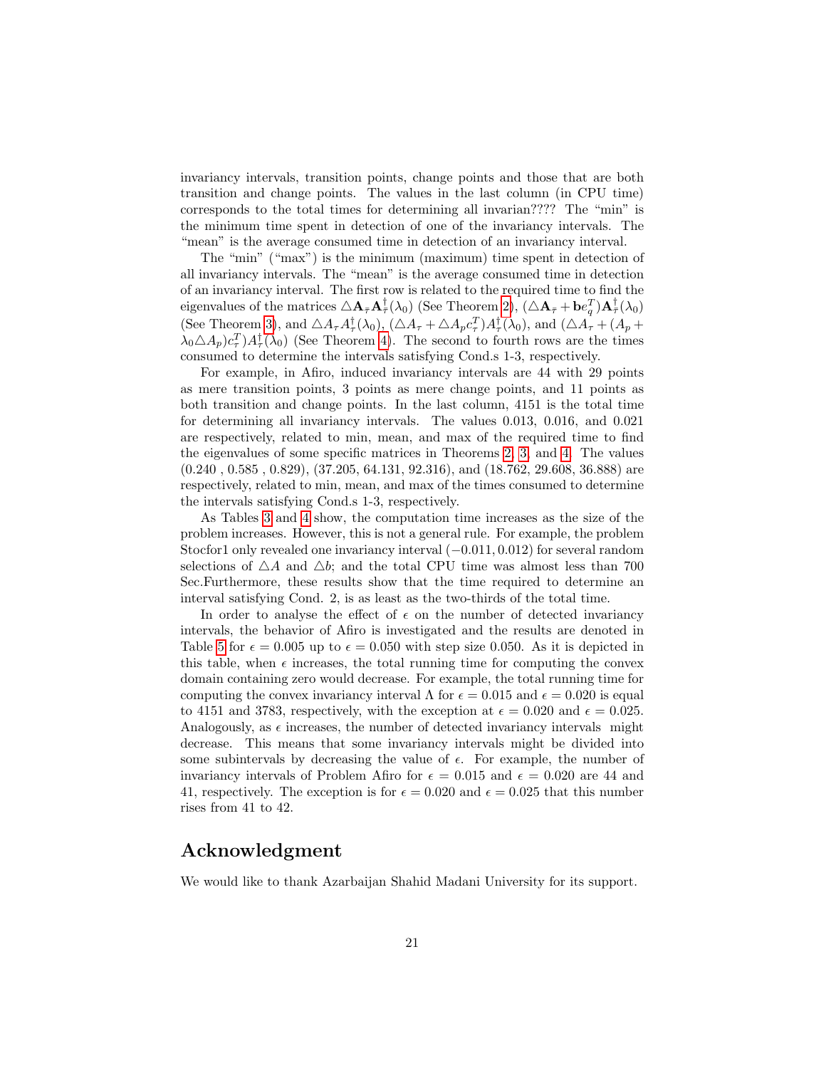invariancy intervals, transition points, change points and those that are both transition and change points. The values in the last column (in CPU time) corresponds to the total times for determining all invarian???? The "min" is the minimum time spent in detection of one of the invariancy intervals. The "mean" is the average consumed time in detection of an invariancy interval.

The "min" ("max") is the minimum (maximum) time spent in detection of all invariancy intervals. The "mean" is the average consumed time in detection of an invariancy interval. The first row is related to the required time to find the eigenvalues of the matrices $\triangle\mathbf{A}_{\bar{\tau}}\mathbf{A}_{\bar{\tau}}^{\dagger}(\lambda_0)$ (See Theorem 2), $(\triangle\mathbf{A}_{\bar{\tau}}+\mathbf{b}e_q^T)\mathbf{A}_{\bar{\tau}}^{\dagger}(\lambda_0)$ (See Theorem 3), and $\triangle A_\tau A_\tau^{\dagger}(\lambda_0)$, $(\triangle A_\tau+\triangle A_p c_\tau^T)A_\tau^{\dagger}(\lambda_0)$, and $(\triangle A_\tau+(A_p+\lambda_0\triangle A_p)c_\tau^T)A_\tau^{\dagger}(\lambda_0)$ (See Theorem 4). The second to fourth rows are the times consumed to determine the intervals satisfying Cond.s 1-3, respectively.

For example, in Afiro, induced invariancy intervals are 44 with 29 points as mere transition points, 3 points as mere change points, and 11 points as both transition and change points. In the last column, 4151 is the total time for determining all invariancy intervals. The values 0.013, 0.016, and 0.021 are respectively, related to min, mean, and max of the required time to find the eigenvalues of some specific matrices in Theorems 2, 3, and 4. The values (0.240 , 0.585 , 0.829), (37.205, 64.131, 92.316), and (18.762, 29.608, 36.888) are respectively, related to min, mean, and max of the times consumed to determine the intervals satisfying Cond.s 1-3, respectively.

As Tables 3 and 4 show, the computation time increases as the size of the problem increases. However, this is not a general rule. For example, the problem Stocfor1 only revealed one invariancy interval $(-0.011, 0.012)$ for several random selections of $\triangle A$ and $\triangle b$; and the total CPU time was almost less than 700 Sec.Furthermore, these results show that the time required to determine an interval satisfying Cond. 2, is as least as the two-thirds of the total time.

In order to analyse the effect of $\epsilon$ on the number of detected invariancy intervals, the behavior of Afiro is investigated and the results are denoted in Table 5 for $\epsilon = 0.005$ up to $\epsilon = 0.050$ with step size 0.050. As it is depicted in this table, when $\epsilon$ increases, the total running time for computing the convex domain containing zero would decrease. For example, the total running time for computing the convex invariancy interval $\Lambda$ for $\epsilon = 0.015$ and $\epsilon = 0.020$ is equal to 4151 and 3783, respectively, with the exception at $\epsilon = 0.020$ and $\epsilon = 0.025$. Analogously, as $\epsilon$ increases, the number of detected invariancy intervals might decrease. This means that some invariancy intervals might be divided into some subintervals by decreasing the value of $\epsilon$. For example, the number of invariancy intervals of Problem Afiro for $\epsilon = 0.015$ and $\epsilon = 0.020$ are 44 and 41, respectively. The exception is for $\epsilon = 0.020$ and $\epsilon = 0.025$ that this number rises from 41 to 42.

# Acknowledgment

We would like to thank Azarbaijan Shahid Madani University for its support.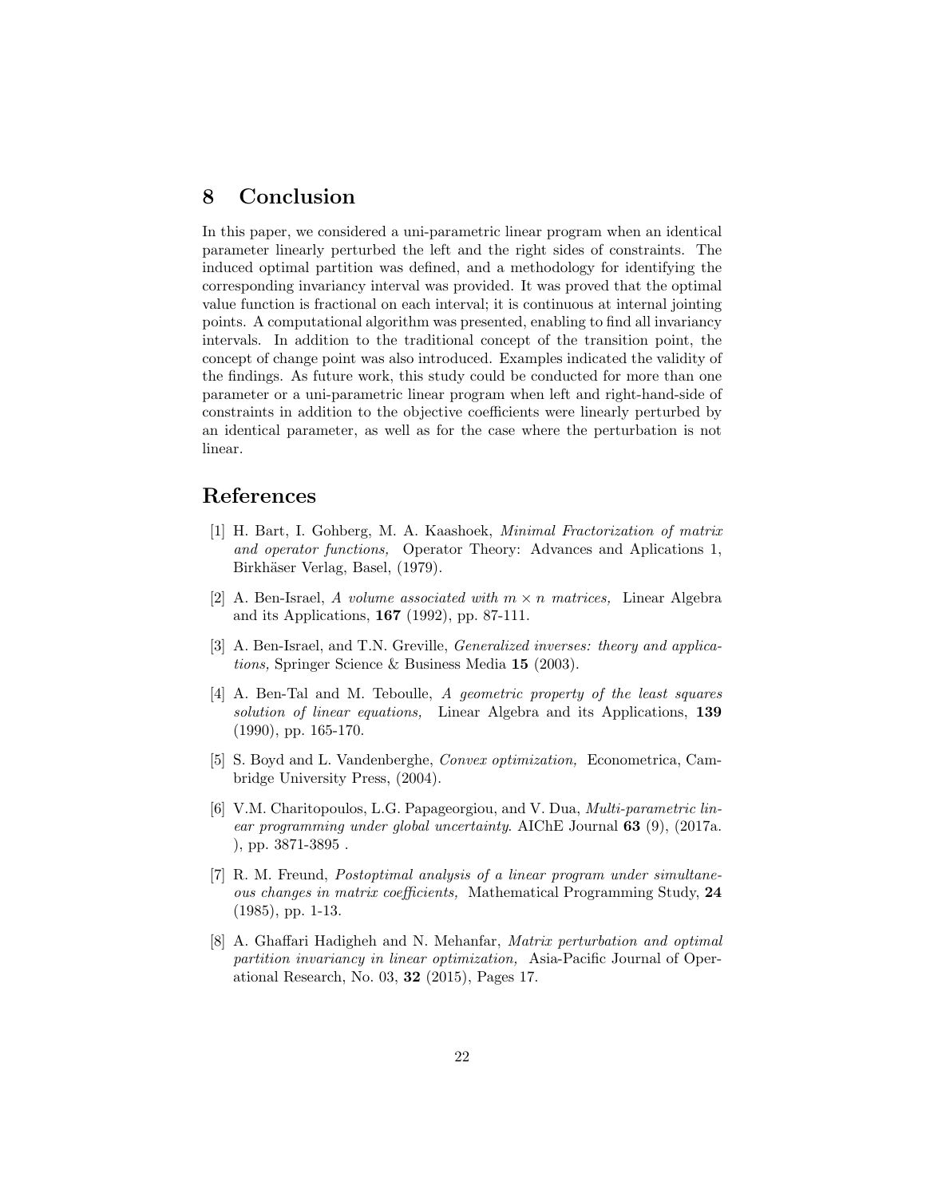## 8 Conclusion

In this paper, we considered a uni-parametric linear program when an identical parameter linearly perturbed the left and the right sides of constraints. The induced optimal partition was defined, and a methodology for identifying the corresponding invariancy interval was provided. It was proved that the optimal value function is fractional on each interval; it is continuous at internal jointing points. A computational algorithm was presented, enabling to find all invariancy intervals. In addition to the traditional concept of the transition point, the concept of change point was also introduced. Examples indicated the validity of the findings. As future work, this study could be conducted for more than one parameter or a uni-parametric linear program when left and right-hand-side of constraints in addition to the objective coefficients were linearly perturbed by an identical parameter, as well as for the case where the perturbation is not linear.

## References

[1] H. Bart, I. Gohberg, M. A. Kaashoek, *Minimal Fractorization of matrix and operator functions,* Operator Theory: Advances and Aplications 1, Birkhäser Verlag, Basel, (1979).

[2] A. Ben-Israel, *A volume associated with $m \times n$ matrices,* Linear Algebra and its Applications, **167** (1992), pp. 87-111.

[3] A. Ben-Israel, and T.N. Greville, *Generalized inverses: theory and applications,* Springer Science & Business Media **15** (2003).

[4] A. Ben-Tal and M. Teboulle, *A geometric property of the least squares solution of linear equations,* Linear Algebra and its Applications, **139** (1990), pp. 165-170.

[5] S. Boyd and L. Vandenberghe, *Convex optimization,* Econometrica, Cambridge University Press, (2004).

[6] V.M. Charitopoulos, L.G. Papageorgiou, and V. Dua, *Multi-parametric linear programming under global uncertainty*. AIChE Journal **63** (9), (2017a. ), pp. 3871-3895 .

[7] R. M. Freund, *Postoptimal analysis of a linear program under simultaneous changes in matrix coefficients,* Mathematical Programming Study, **24** (1985), pp. 1-13.

[8] A. Ghaffari Hadigheh and N. Mehanfar, *Matrix perturbation and optimal partition invariancy in linear optimization,* Asia-Pacific Journal of Operational Research, No. 03, **32** (2015), Pages 17.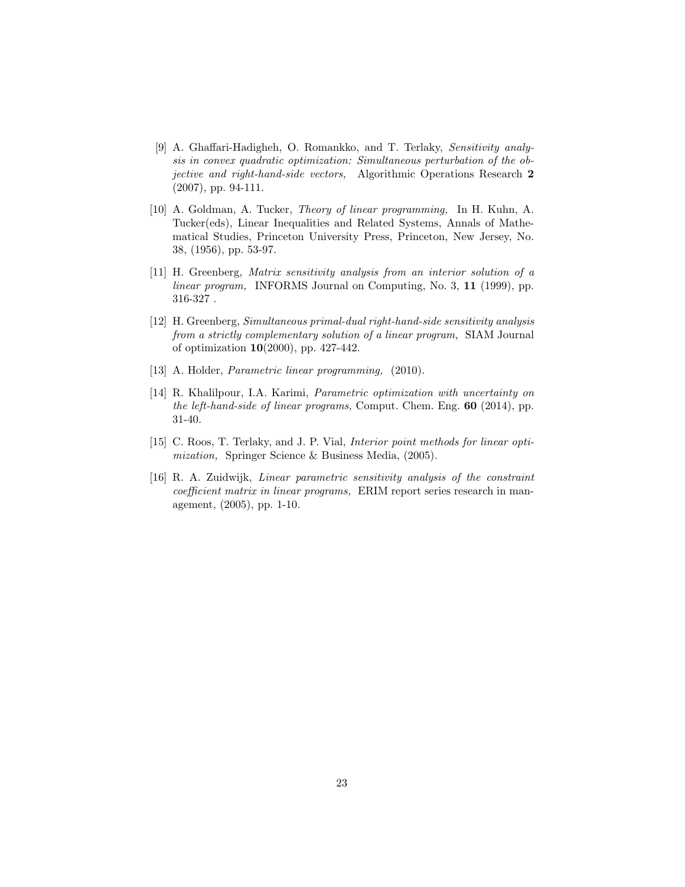[9] A. Ghaffari-Hadigheh, O. Romankko, and T. Terlaky, *Sensitivity analysis in convex quadratic optimization: Simultaneous perturbation of the objective and right-hand-side vectors,* Algorithmic Operations Research **2** (2007), pp. 94-111.

[10] A. Goldman, A. Tucker, *Theory of linear programming,* In H. Kuhn, A. Tucker(eds), Linear Inequalities and Related Systems, Annals of Mathematical Studies, Princeton University Press, Princeton, New Jersey, No. 38, (1956), pp. 53-97.

[11] H. Greenberg, *Matrix sensitivity analysis from an interior solution of a linear program,* INFORMS Journal on Computing, No. 3, **11** (1999), pp. 316-327 .

[12] H. Greenberg, *Simultaneous primal-dual right-hand-side sensitivity analysis from a strictly complementary solution of a linear program,* SIAM Journal of optimization **10**(2000), pp. 427-442.

[13] A. Holder, *Parametric linear programming,* (2010).

[14] R. Khalilpour, I.A. Karimi, *Parametric optimization with uncertainty on the left-hand-side of linear programs,* Comput. Chem. Eng. **60** (2014), pp. 31-40.

[15] C. Roos, T. Terlaky, and J. P. Vial, *Interior point methods for linear optimization,* Springer Science & Business Media, (2005).

[16] R. A. Zuidwijk, *Linear parametric sensitivity analysis of the constraint coefficient matrix in linear programs,* ERIM report series research in management, (2005), pp. 1-10.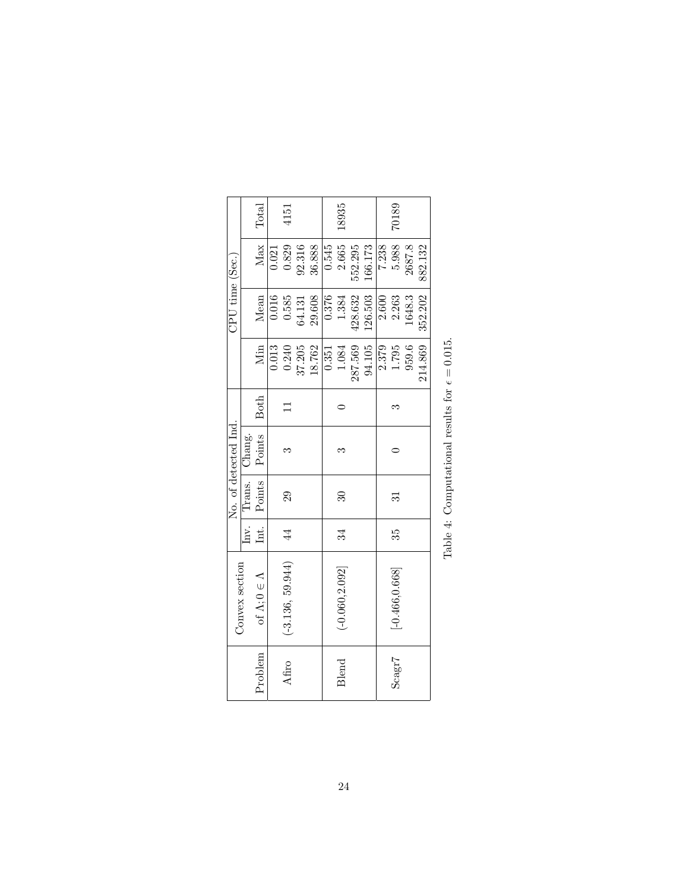| Problem | Convex section of $\Lambda; 0 \in \Lambda$ | No. of detected Ind. | | | | CPU time (Sec.) | | | |
|---|---|---|---|---|---|---|---|---|---|
| | | Inv. Int. | Trans. Points | Chang. Points | Both | Min | Mean | Max | Total |
| Afiro | (-3.136, 59.944) | 44 | 29 | 3 | 11 | 0.013<br>0.240<br>37.205<br>18.762 | 0.016<br>0.585<br>64.131<br>29.608 | 0.021<br>0.829<br>92.316<br>36.888 | 4151 |
| Blend | (-0.060,2.092] | 34 | 30 | 3 | 0 | 0.351<br>1.084<br>287.569<br>94.105 | 0.376<br>1.384<br>428.632<br>126.503 | 0.545<br>2.665<br>552.295<br>166.173 | 18935 |
| Scagr7 | [-0.466,0.668] | 35 | 31 | 0 | 3 | 2.379<br>1.795<br>959.6<br>214.869 | 2.600<br>2.263<br>1648.3<br>352.202 | 7.238<br>5.988<br>2687.8<br>882.132 | 70189 |

Table 4: Computational results for $\epsilon = 0.015$.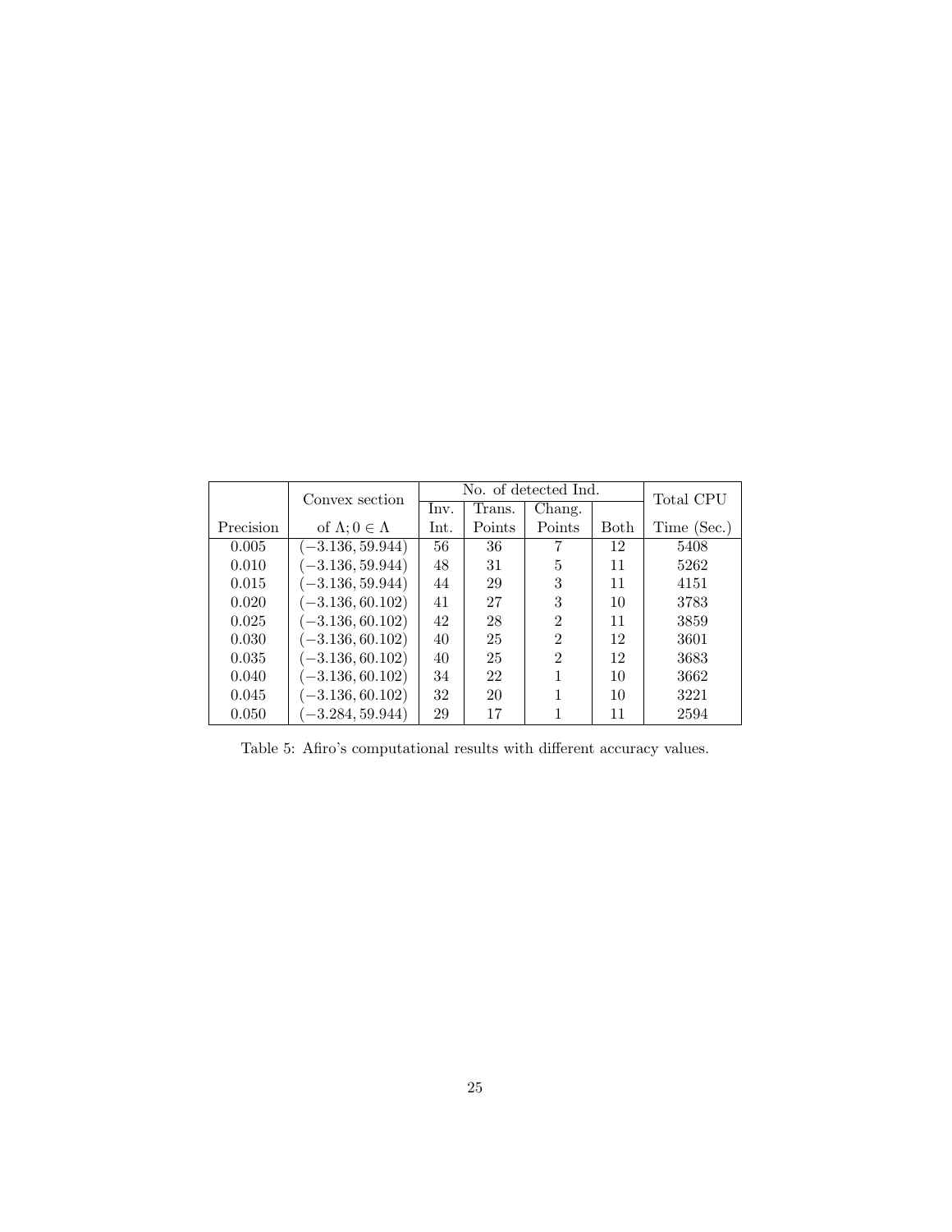| Precision | Convex section of $\Lambda; 0 \in \Lambda$ | No. of detected Ind. | | | | Total CPU Time (Sec.) |
|---|---|---|---|---|---|---|
| | | Inv. Int. | Trans. Points | Chang. Points | Both | |
| 0.005 | $(-3.136, 59.944)$ | 56 | 36 | 7 | 12 | 5408 |
| 0.010 | $(-3.136, 59.944)$ | 48 | 31 | 5 | 11 | 5262 |
| 0.015 | $(-3.136, 59.944)$ | 44 | 29 | 3 | 11 | 4151 |
| 0.020 | $(-3.136, 60.102)$ | 41 | 27 | 3 | 10 | 3783 |
| 0.025 | $(-3.136, 60.102)$ | 42 | 28 | 2 | 11 | 3859 |
| 0.030 | $(-3.136, 60.102)$ | 40 | 25 | 2 | 12 | 3601 |
| 0.035 | $(-3.136, 60.102)$ | 40 | 25 | 2 | 12 | 3683 |
| 0.040 | $(-3.136, 60.102)$ | 34 | 22 | 1 | 10 | 3662 |
| 0.045 | $(-3.136, 60.102)$ | 32 | 20 | 1 | 10 | 3221 |
| 0.050 | $(-3.284, 59.944)$ | 29 | 17 | 1 | 11 | 2594 |

Table 5: Afiro's computational results with different accuracy values.